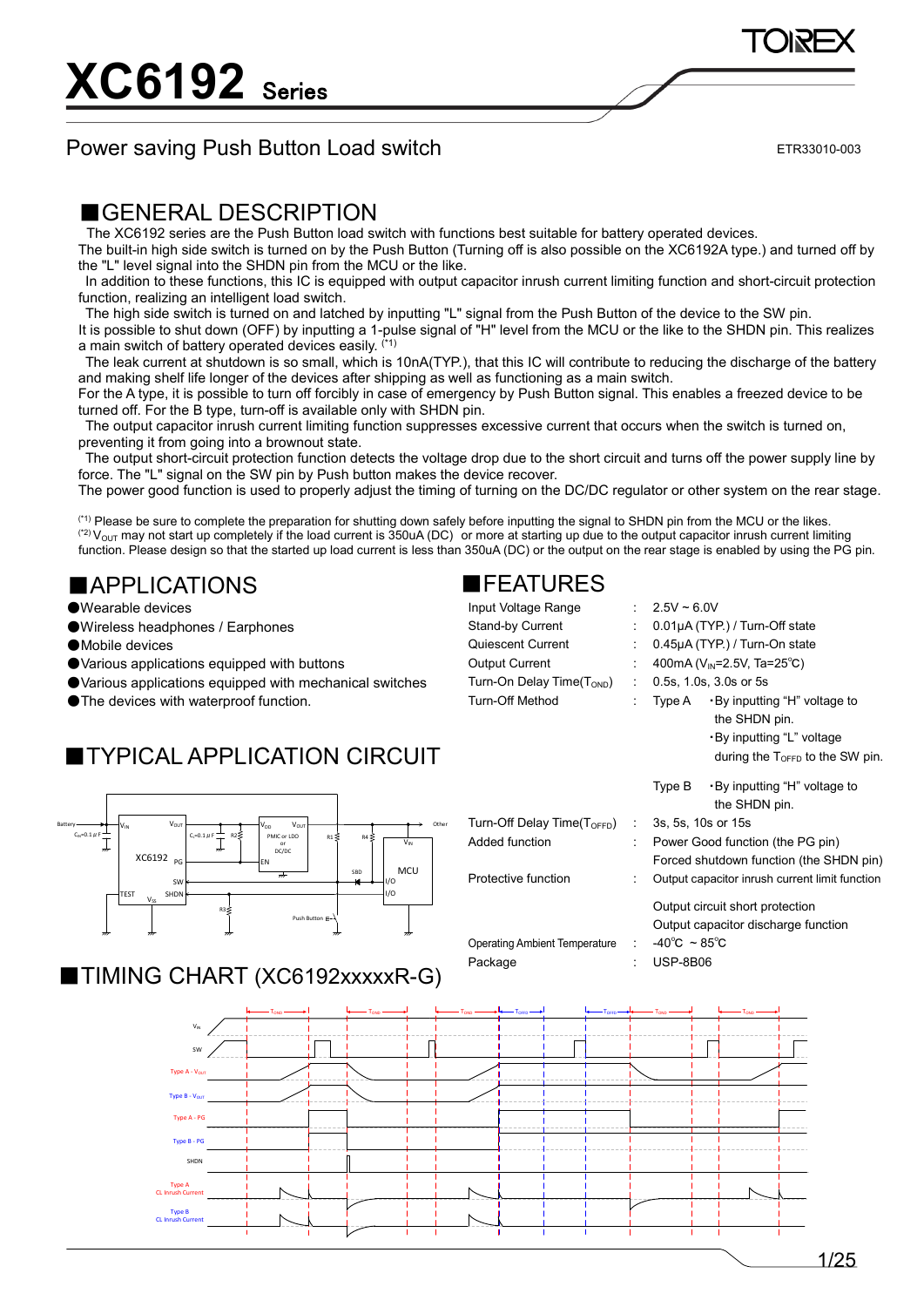# XC6192 Series

## Power saving Push Button Load switch

ETR33010-003

## ■GENERAL DESCRIPTION

The XC6192 series are the Push Button load switch with functions best suitable for battery operated devices.
The built-in high side switch is turned on by the Push Button (Turning off is also possible on the XC6192A type.) and turned off by the "L" level signal into the SHDN pin from the MCU or the like.
In addition to these functions, this IC is equipped with output capacitor inrush current limiting function and short-circuit protection function, realizing an intelligent load switch.
The high side switch is turned on and latched by inputting "L" signal from the Push Button of the device to the SW pin.
It is possible to shut down (OFF) by inputting a 1-pulse signal of "H" level from the MCU or the like to the SHDN pin. This realizes a main switch of battery operated devices easily. (*1)
The leak current at shutdown is so small, which is 10nA(TYP.), that this IC will contribute to reducing the discharge of the battery and making shelf life longer of the devices after shipping as well as functioning as a main switch.
For the A type, it is possible to turn off forcibly in case of emergency by Push Button signal. This enables a freezed device to be turned off. For the B type, turn-off is available only with SHDN pin.
The output capacitor inrush current limiting function suppresses excessive current that occurs when the switch is turned on, preventing it from going into a brownout state.
The output short-circuit protection function detects the voltage drop due to the short circuit and turns off the power supply line by force. The "L" signal on the SW pin by Push button makes the device recover.
The power good function is used to properly adjust the timing of turning on the DC/DC regulator or other system on the rear stage.

(*1) Please be sure to complete the preparation for shutting down safely before inputting the signal to SHDN pin from the MCU or the likes.
(*2) $V_{OUT}$ may not start up completely if the load current is 350uA (DC) or more at starting up due to the output capacitor inrush current limiting function. Please design so that the started up load current is less than 350uA (DC) or the output on the rear stage is enabled by using the PG pin.

## ■APPLICATIONS

- ●Wearable devices
- ●Wireless headphones / Earphones
- ●Mobile devices
- ●Various applications equipped with buttons
- ●Various applications equipped with mechanical switches
- ●The devices with waterproof function.

## ■FEATURES

| | | |
|---|---|---|
| Input Voltage Range | : | 2.5V ~ 6.0V |
| Stand-by Current | : | 0.01μA (TYP.) / Turn-Off state |
| Quiescent Current | : | 0.45μA (TYP.) / Turn-On state |
| Output Current | : | 400mA ($V_{IN}$=2.5V, Ta=25℃) |
| Turn-On Delay Time($T_{OND}$) | : | 0.5s, 1.0s, 3.0s or 5s |
| Turn-Off Method | : | Type A ・By inputting "H" voltage to the SHDN pin. ・By inputting "L" voltage during the $T_{OFFD}$ to the SW pin. |
| | | Type B ・By inputting "H" voltage to the SHDN pin. |
| Turn-Off Delay Time($T_{OFFD}$) | : | 3s, 5s, 10s or 15s |
| Added function | : | Power Good function (the PG pin) Forced shutdown function (the SHDN pin) |
| Protective function | : | Output capacitor inrush current limit function Output circuit short protection Output capacitor discharge function |
| Operating Ambient Temperature | : | -40℃ ~ 85℃ |
| Package | : | USP-8B06 |

## ■TYPICAL APPLICATION CIRCUIT

## ■TIMING CHART (XC6192xxxxxR-G)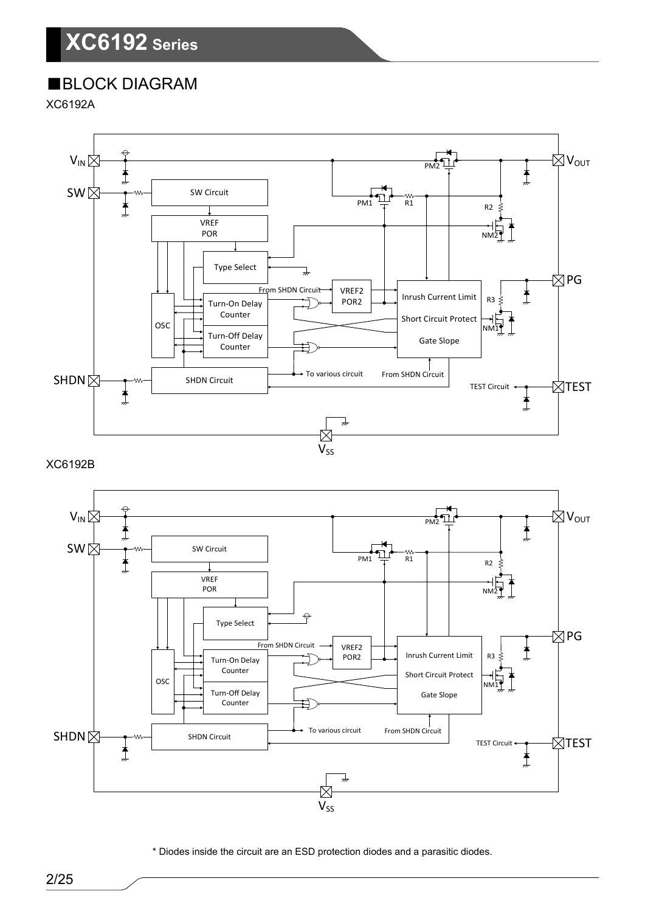## ■BLOCK DIAGRAM

XC6192A

XC6192B

\* Diodes inside the circuit are an ESD protection diodes and a parasitic diodes.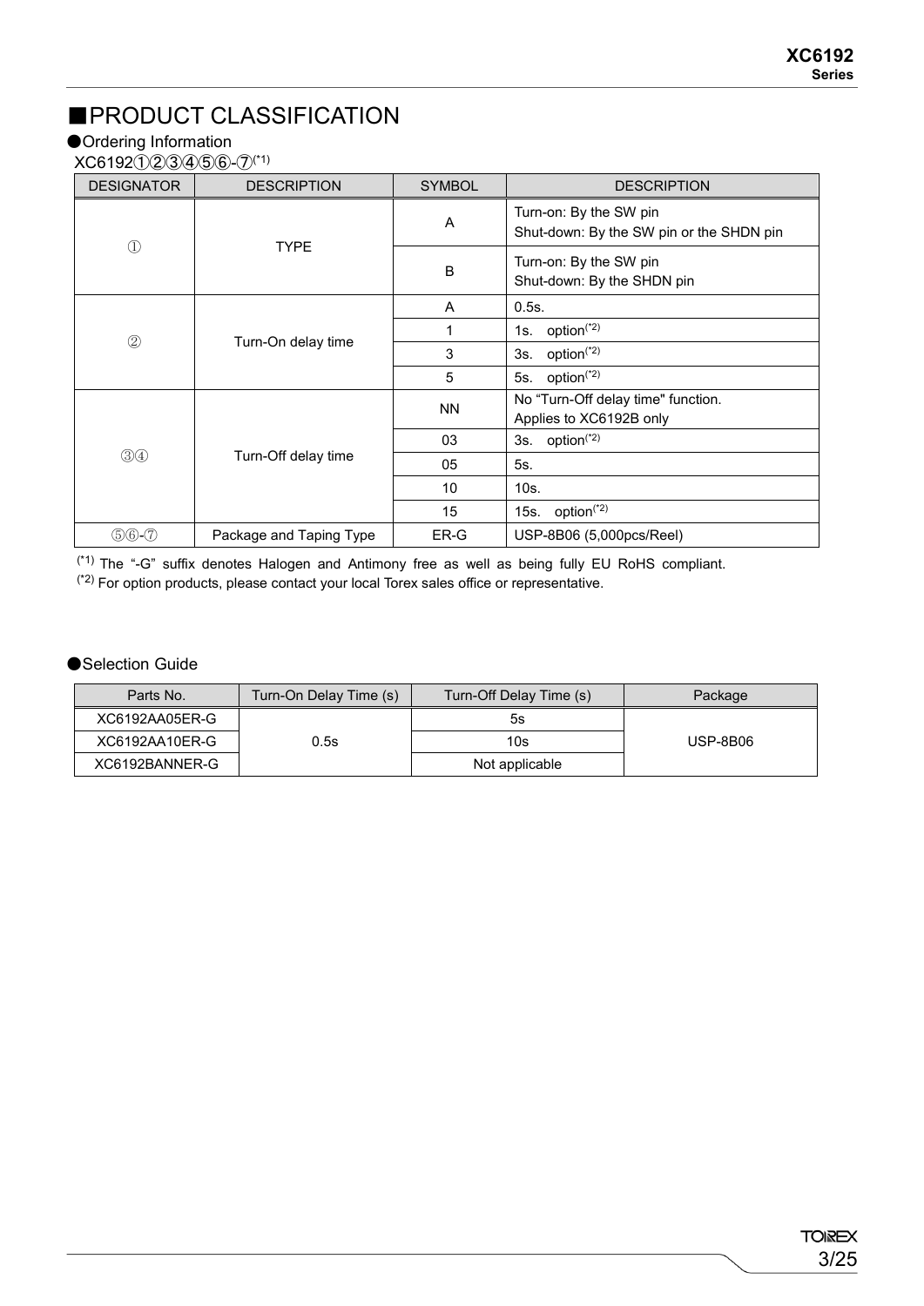# ■PRODUCT CLASSIFICATION

## ●Ordering Information

XC6192①②③④⑤⑥-⑦[*1]

| DESIGNATOR | DESCRIPTION | SYMBOL | DESCRIPTION |
|---|---|---|---|
| ① | TYPE | A | Turn-on: By the SW pin<br>Shut-down: By the SW pin or the SHDN pin |
| | | B | Turn-on: By the SW pin<br>Shut-down: By the SHDN pin |
| ② | Turn-On delay time | A | 0.5s. |
| | | 1 | 1s. option[*2] |
| | | 3 | 3s. option[*2] |
| | | 5 | 5s. option[*2] |
| ③④ | Turn-Off delay time | NN | No "Turn-Off delay time" function.<br>Applies to XC6192B only |
| | | 03 | 3s. option[*2] |
| | | 05 | 5s. |
| | | 10 | 10s. |
| | | 15 | 15s. option[*2] |
| ⑤⑥-⑦ | Package and Taping Type | ER-G | USP-8B06 (5,000pcs/Reel) |

[*1] The "-G" suffix denotes Halogen and Antimony free as well as being fully EU RoHS compliant.
[*2] For option products, please contact your local Torex sales office or representative.

## ●Selection Guide

| Parts No. | Turn-On Delay Time (s) | Turn-Off Delay Time (s) | Package |
|---|---|---|---|
| XC6192AA05ER-G | 0.5s | 5s | USP-8B06 |
| XC6192AA10ER-G | | 10s | |
| XC6192BANNER-G | | Not applicable | |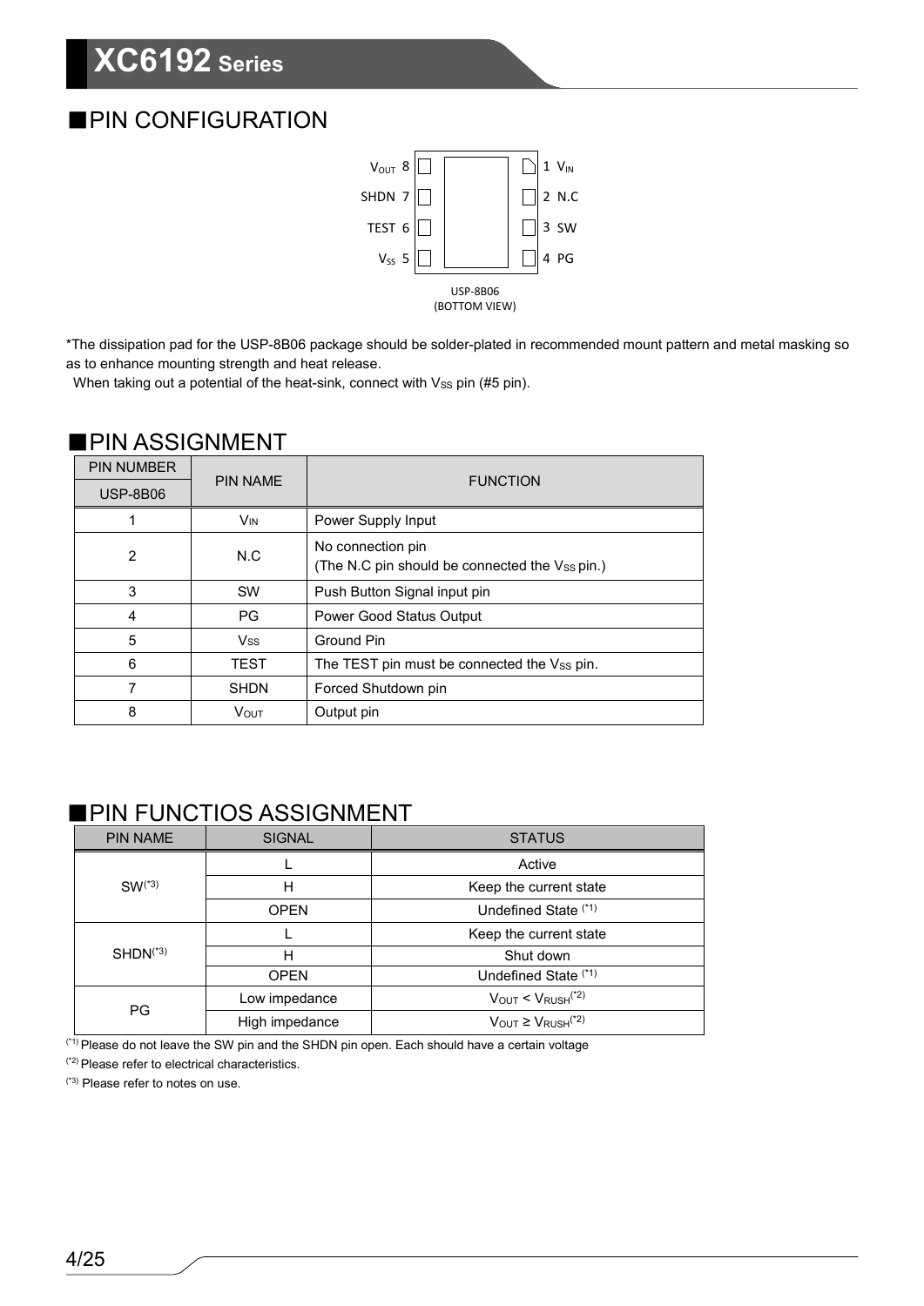## ■PIN CONFIGURATION

| | | | |
|---|---|---|---|
| $V_{OUT}$ | 8 | 1 | $V_{IN}$ |
| SHDN | 7 | 2 | N.C |
| TEST | 6 | 3 | SW |
| $V_{SS}$ | 5 | 4 | PG |

USP-8B06
(BOTTOM VIEW)

*The dissipation pad for the USP-8B06 package should be solder-plated in recommended mount pattern and metal masking so as to enhance mounting strength and heat release.
When taking out a potential of the heat-sink, connect with $V_{SS}$ pin (#5 pin).

## ■PIN ASSIGNMENT

| PIN NUMBER<br>USP-8B06 | PIN NAME | FUNCTION |
|---|---|---|
| 1 | $V_{IN}$ | Power Supply Input |
| 2 | N.C | No connection pin<br>(The N.C pin should be connected the $V_{SS}$ pin.) |
| 3 | SW | Push Button Signal input pin |
| 4 | PG | Power Good Status Output |
| 5 | $V_{SS}$ | Ground Pin |
| 6 | TEST | The TEST pin must be connected the $V_{SS}$ pin. |
| 7 | SHDN | Forced Shutdown pin |
| 8 | $V_{OUT}$ | Output pin |

## ■PIN FUNCTIOS ASSIGNMENT

| PIN NAME | SIGNAL | STATUS |
|---|---|---|
| SW(*3) | L | Active |
| | H | Keep the current state |
| | OPEN | Undefined State (*1) |
| SHDN(*3) | L | Keep the current state |
| | H | Shut down |
| | OPEN | Undefined State (*1) |
| PG | Low impedance | $V_{OUT} < V_{RUSH}$(*2) |
| | High impedance | $V_{OUT} \geq V_{RUSH}$(*2) |

(*1) Please do not leave the SW pin and the SHDN pin open. Each should have a certain voltage
(*2) Please refer to electrical characteristics.
(*3) Please refer to notes on use.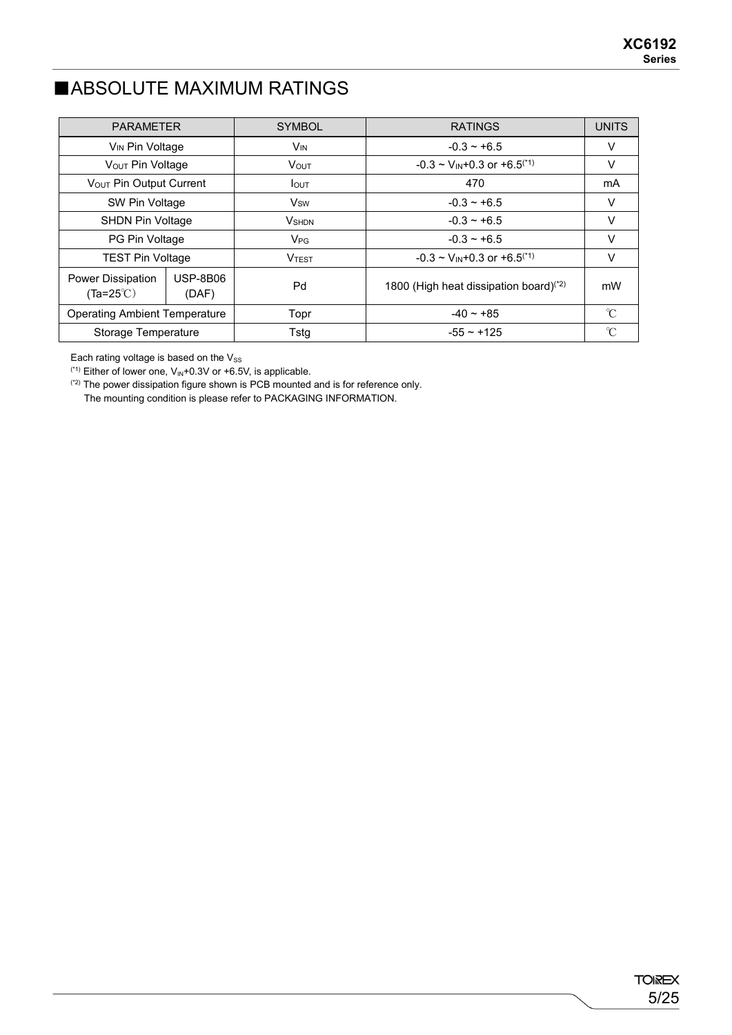## ■ABSOLUTE MAXIMUM RATINGS

| PARAMETER | | SYMBOL | RATINGS | UNITS |
|---|---|---|---|---|
| $V_{IN}$ Pin Voltage | | $V_{IN}$ | -0.3 ~ +6.5 | V |
| $V_{OUT}$ Pin Voltage | | $V_{OUT}$ | -0.3 ~ $V_{IN}$+0.3 or +6.5(*1) | V |
| $V_{OUT}$ Pin Output Current | | $I_{OUT}$ | 470 | mA |
| SW Pin Voltage | | $V_{SW}$ | -0.3 ~ +6.5 | V |
| SHDN Pin Voltage | | $V_{SHDN}$ | -0.3 ~ +6.5 | V |
| PG Pin Voltage | | $V_{PG}$ | -0.3 ~ +6.5 | V |
| TEST Pin Voltage | | $V_{TEST}$ | -0.3 ~ $V_{IN}$+0.3 or +6.5(*1) | V |
| Power Dissipation (Ta=25℃) | USP-8B06 (DAF) | Pd | 1800 (High heat dissipation board)(*2) | mW |
| Operating Ambient Temperature | | Topr | -40 ~ +85 | ℃ |
| Storage Temperature | | Tstg | -55 ~ +125 | ℃ |

Each rating voltage is based on the $V_{SS}$

(*1) Either of lower one, $V_{IN}$+0.3V or +6.5V, is applicable.

(*2) The power dissipation figure shown is PCB mounted and is for reference only.
The mounting condition is please refer to PACKAGING INFORMATION.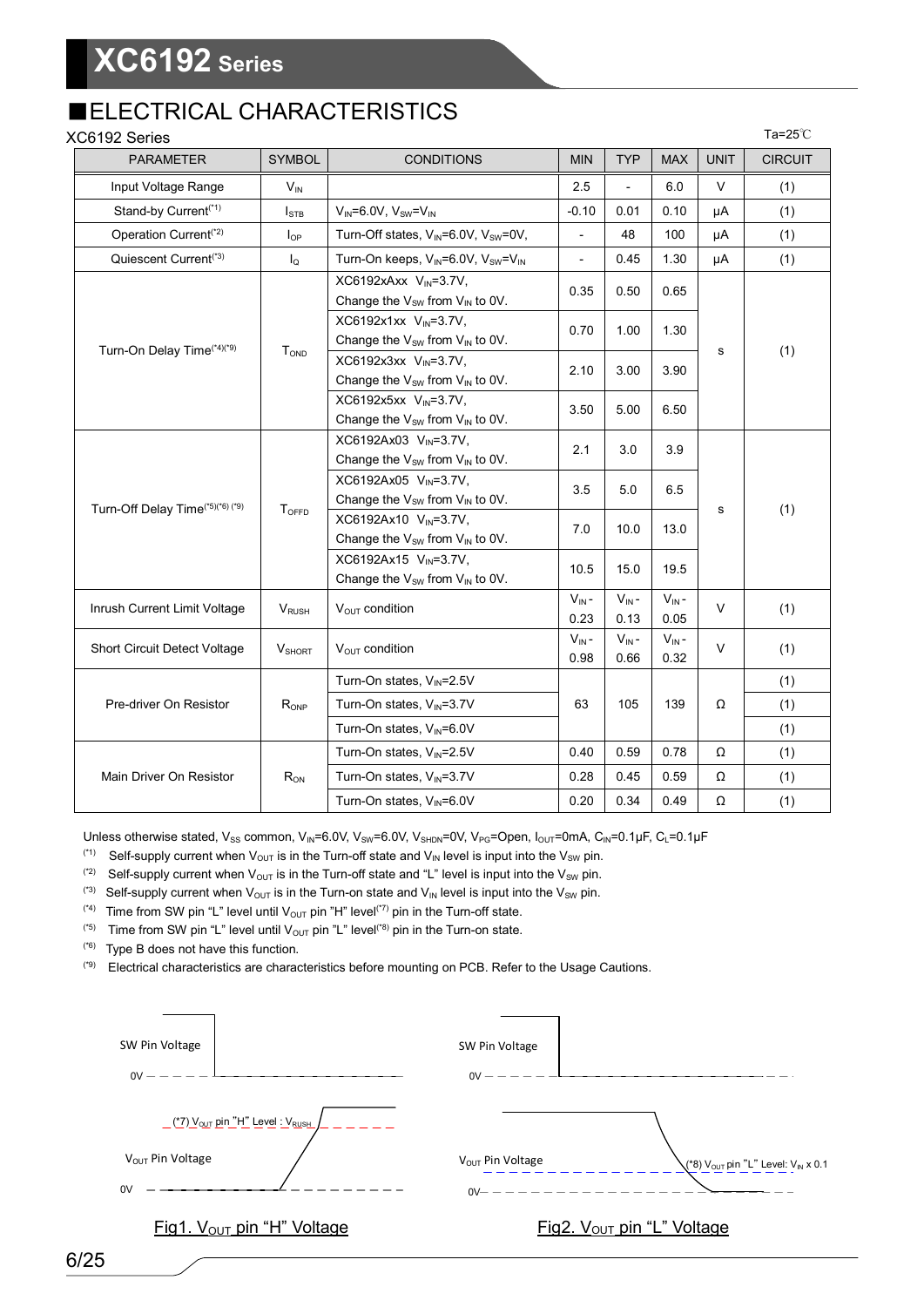## ■ELECTRICAL CHARACTERISTICS

XC6192 Series

Ta=25℃

| PARAMETER | SYMBOL | CONDITIONS | MIN | TYP | MAX | UNIT | CIRCUIT |
|---|---|---|---|---|---|---|---|
| Input Voltage Range | $V_{IN}$ | | 2.5 | - | 6.0 | V | (1) |
| Stand-by Current(*1) | $I_{STB}$ | $V_{IN}$=6.0V, $V_{SW}$=$V_{IN}$ | -0.10 | 0.01 | 0.10 | μA | (1) |
| Operation Current(*2) | $I_{OP}$ | Turn-Off states, $V_{IN}$=6.0V, $V_{SW}$=0V, | - | 48 | 100 | μA | (1) |
| Quiescent Current(*3) | $I_Q$ | Turn-On keeps, $V_{IN}$=6.0V, $V_{SW}$=$V_{IN}$ | - | 0.45 | 1.30 | μA | (1) |
| Turn-On Delay Time(*4)(*9) | $T_{OND}$ | XC6192xAxx $V_{IN}$=3.7V, Change the $V_{SW}$ from $V_{IN}$ to 0V. | 0.35 | 0.50 | 0.65 | s | (1) |
| | | XC6192x1xx $V_{IN}$=3.7V, Change the $V_{SW}$ from $V_{IN}$ to 0V. | 0.70 | 1.00 | 1.30 | | |
| | | XC6192x3xx $V_{IN}$=3.7V, Change the $V_{SW}$ from $V_{IN}$ to 0V. | 2.10 | 3.00 | 3.90 | | |
| | | XC6192x5xx $V_{IN}$=3.7V, Change the $V_{SW}$ from $V_{IN}$ to 0V. | 3.50 | 5.00 | 6.50 | | |
| Turn-Off Delay Time(*5)(*6)(*9) | $T_{OFFD}$ | XC6192Ax03 $V_{IN}$=3.7V, Change the $V_{SW}$ from $V_{IN}$ to 0V. | 2.1 | 3.0 | 3.9 | s | (1) |
| | | XC6192Ax05 $V_{IN}$=3.7V, Change the $V_{SW}$ from $V_{IN}$ to 0V. | 3.5 | 5.0 | 6.5 | | |
| | | XC6192Ax10 $V_{IN}$=3.7V, Change the $V_{SW}$ from $V_{IN}$ to 0V. | 7.0 | 10.0 | 13.0 | | |
| | | XC6192Ax15 $V_{IN}$=3.7V, Change the $V_{SW}$ from $V_{IN}$ to 0V. | 10.5 | 15.0 | 19.5 | | |
| Inrush Current Limit Voltage | $V_{RUSH}$ | $V_{OUT}$ condition | $V_{IN}$ - 0.23 | $V_{IN}$ - 0.13 | $V_{IN}$ - 0.05 | V | (1) |
| Short Circuit Detect Voltage | $V_{SHORT}$ | $V_{OUT}$ condition | $V_{IN}$ - 0.98 | $V_{IN}$ - 0.66 | $V_{IN}$ - 0.32 | V | (1) |
| Pre-driver On Resistor | $R_{ONP}$ | Turn-On states, $V_{IN}$=2.5V | 63 | 105 | 139 | Ω | (1) |
| | | Turn-On states, $V_{IN}$=3.7V | | | | | (1) |
| | | Turn-On states, $V_{IN}$=6.0V | | | | | (1) |
| Main Driver On Resistor | $R_{ON}$ | Turn-On states, $V_{IN}$=2.5V | 0.40 | 0.59 | 0.78 | Ω | (1) |
| | | Turn-On states, $V_{IN}$=3.7V | 0.28 | 0.45 | 0.59 | Ω | (1) |
| | | Turn-On states, $V_{IN}$=6.0V | 0.20 | 0.34 | 0.49 | Ω | (1) |

Unless otherwise stated, $V_{SS}$ common, $V_{IN}$=6.0V, $V_{SW}$=6.0V, $V_{SHDN}$=0V, $V_{PG}$=Open, $I_{OUT}$=0mA, $C_{IN}$=0.1μF, $C_L$=0.1μF

(*1) Self-supply current when $V_{OUT}$ is in the Turn-off state and $V_{IN}$ level is input into the $V_{SW}$ pin.

(*2) Self-supply current when $V_{OUT}$ is in the Turn-off state and "L" level is input into the $V_{SW}$ pin.

(*3) Self-supply current when $V_{OUT}$ is in the Turn-on state and $V_{IN}$ level is input into the $V_{SW}$ pin.

(*4) Time from SW pin "L" level until $V_{OUT}$ pin "H" level(*7) pin in the Turn-off state.

(*5) Time from SW pin "L" level until $V_{OUT}$ pin "L" level(*8) pin in the Turn-on state.

(*6) Type B does not have this function.

(*9) Electrical characteristics are characteristics before mounting on PCB. Refer to the Usage Cautions.

SW Pin Voltage

0V

(*7) $V_{OUT}$ pin "H" Level : $V_{RUSH}$

$V_{OUT}$ Pin Voltage

0V

Fig1. $V_{OUT}$ pin "H" Voltage

SW Pin Voltage

0V

$V_{OUT}$ Pin Voltage

(*8) $V_{OUT}$ pin "L" Level: $V_{IN}$ x 0.1

0V

Fig2. $V_{OUT}$ pin "L" Voltage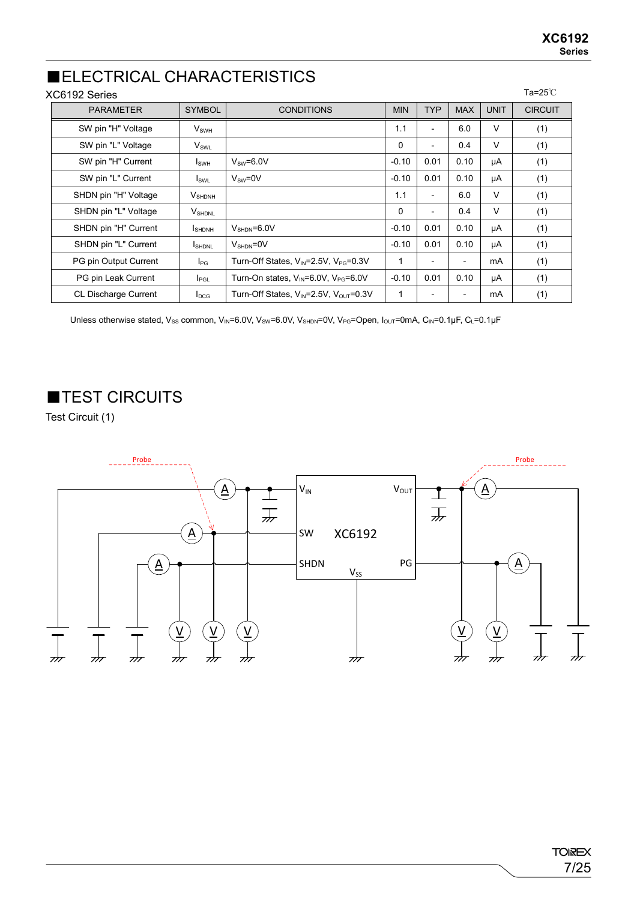## ■ELECTRICAL CHARACTERISTICS

XC6192 Series

Ta=25℃

| PARAMETER | SYMBOL | CONDITIONS | MIN | TYP | MAX | UNIT | CIRCUIT |
|---|---|---|---|---|---|---|---|
| SW pin "H" Voltage | $V_{SWH}$ | | 1.1 | - | 6.0 | V | (1) |
| SW pin "L" Voltage | $V_{SWL}$ | | 0 | - | 0.4 | V | (1) |
| SW pin "H" Current | $I_{SWH}$ | $V_{SW}$=6.0V | -0.10 | 0.01 | 0.10 | μA | (1) |
| SW pin "L" Current | $I_{SWL}$ | $V_{SW}$=0V | -0.10 | 0.01 | 0.10 | μA | (1) |
| SHDN pin "H" Voltage | $V_{SHDNH}$ | | 1.1 | - | 6.0 | V | (1) |
| SHDN pin "L" Voltage | $V_{SHDNL}$ | | 0 | - | 0.4 | V | (1) |
| SHDN pin "H" Current | $I_{SHDNH}$ | $V_{SHDN}$=6.0V | -0.10 | 0.01 | 0.10 | μA | (1) |
| SHDN pin "L" Current | $I_{SHDNL}$ | $V_{SHDN}$=0V | -0.10 | 0.01 | 0.10 | μA | (1) |
| PG pin Output Current | $I_{PG}$ | Turn-Off States, $V_{IN}$=2.5V, $V_{PG}$=0.3V | 1 | - | - | mA | (1) |
| PG pin Leak Current | $I_{PGL}$ | Turn-On states, $V_{IN}$=6.0V, $V_{PG}$=6.0V | -0.10 | 0.01 | 0.10 | μA | (1) |
| CL Discharge Current | $I_{DCG}$ | Turn-Off States, $V_{IN}$=2.5V, $V_{OUT}$=0.3V | 1 | - | - | mA | (1) |

Unless otherwise stated, $V_{SS}$ common, $V_{IN}$=6.0V, $V_{SW}$=6.0V, $V_{SHDN}$=0V, $V_{PG}$=Open, $I_{OUT}$=0mA, $C_{IN}$=0.1μF, $C_L$=0.1μF

## ■TEST CIRCUITS

Test Circuit (1)

Probe

Probe

$V_{IN}$ $V_{OUT}$

SW XC6192

SHDN PG

$V_{SS}$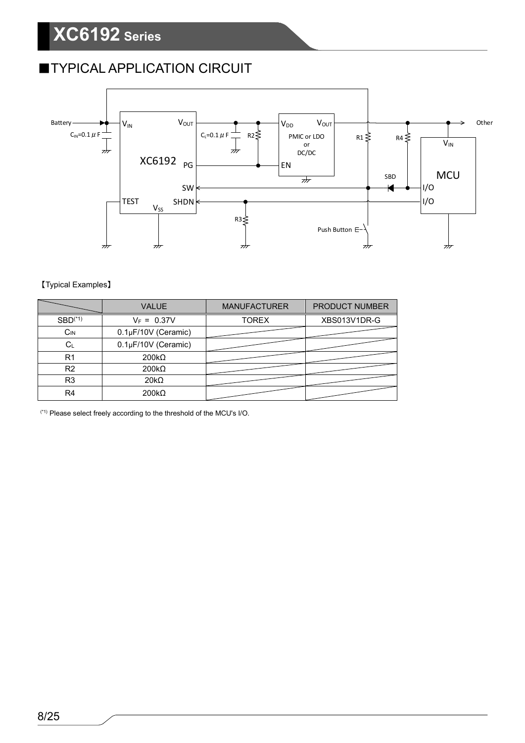## ■TYPICAL APPLICATION CIRCUIT

【Typical Examples】

| | VALUE | MANUFACTURER | PRODUCT NUMBER |
|---|---|---|---|
| SBD(*1) | $V_F$ = 0.37V | TOREX | XBS013V1DR-G |
| $C_{IN}$ | 0.1μF/10V (Ceramic) | | |
| $C_L$ | 0.1μF/10V (Ceramic) | | |
| R1 | 200kΩ | | |
| R2 | 200kΩ | | |
| R3 | 20kΩ | | |
| R4 | 200kΩ | | |

(*1) Please select freely according to the threshold of the MCU's I/O.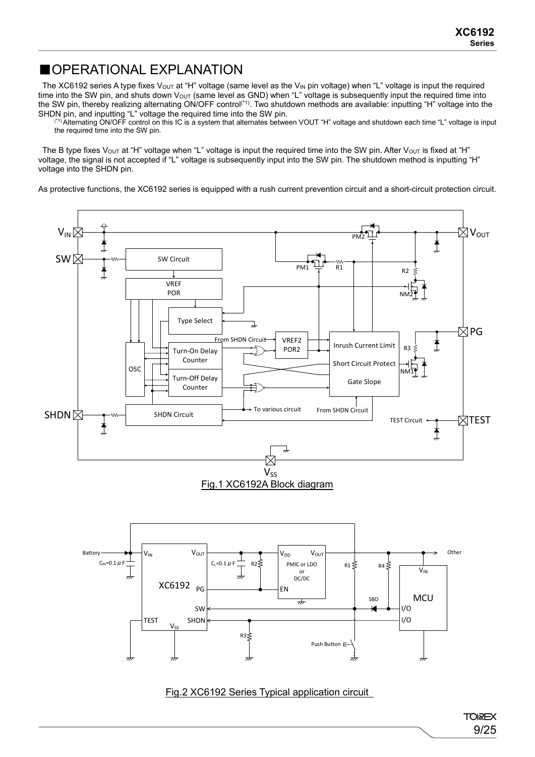## ■OPERATIONAL EXPLANATION

The XC6192 series A type fixes $V_{OUT}$ at "H" voltage (same level as the $V_{IN}$ pin voltage) when "L" voltage is input the required time into the SW pin, and shuts down $V_{OUT}$ (same level as GND) when "L" voltage is subsequently input the required time into the SW pin, thereby realizing alternating ON/OFF control(*1). Two shutdown methods are available: inputting "H" voltage into the SHDN pin, and inputting "L" voltage the required time into the SW pin.

(*1) Alternating ON/OFF control on this IC is a system that alternates between VOUT "H" voltage and shutdown each time "L" voltage is input the required time into the SW pin.

The B type fixes $V_{OUT}$ at "H" voltage when "L" voltage is input the required time into the SW pin. After $V_{OUT}$ is fixed at "H" voltage, the signal is not accepted if "L" voltage is subsequently input into the SW pin. The shutdown method is inputting "H" voltage into the SHDN pin.

As protective functions, the XC6192 series is equipped with a rush current prevention circuit and a short-circuit protection circuit.

Fig.1 XC6192A Block diagram

Fig.2 XC6192 Series Typical application circuit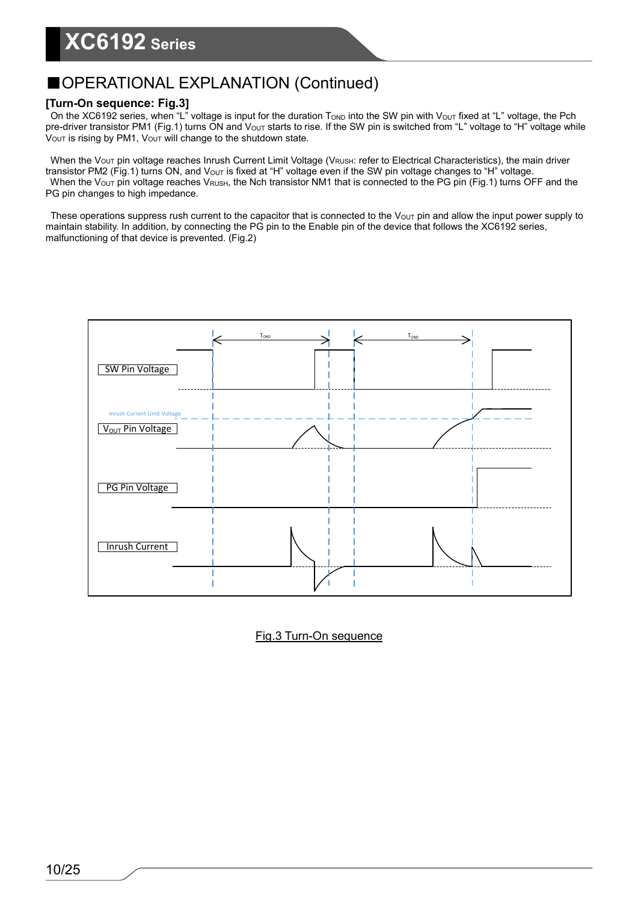## ■OPERATIONAL EXPLANATION (Continued)

**[Turn-On sequence: Fig.3]**

On the XC6192 series, when "L" voltage is input for the duration $T_{OND}$ into the SW pin with $V_{OUT}$ fixed at "L" voltage, the Pch pre-driver transistor PM1 (Fig.1) turns ON and $V_{OUT}$ starts to rise. If the SW pin is switched from "L" voltage to "H" voltage while $V_{OUT}$ is rising by PM1, $V_{OUT}$ will change to the shutdown state.

When the $V_{OUT}$ pin voltage reaches Inrush Current Limit Voltage ($V_{RUSH}$: refer to Electrical Characteristics), the main driver transistor PM2 (Fig.1) turns ON, and $V_{OUT}$ is fixed at "H" voltage even if the SW pin voltage changes to "H" voltage.
When the $V_{OUT}$ pin voltage reaches $V_{RUSH}$, the Nch transistor NM1 that is connected to the PG pin (Fig.1) turns OFF and the PG pin changes to high impedance.

These operations suppress rush current to the capacitor that is connected to the $V_{OUT}$ pin and allow the input power supply to maintain stability. In addition, by connecting the PG pin to the Enable pin of the device that follows the XC6192 series, malfunctioning of that device is prevented. (Fig.2)

$T_{OND}$ $T_{OND}$

SW Pin Voltage

Inrush Current Limit Voltage

$V_{OUT}$ Pin Voltage

PG Pin Voltage

Inrush Current

Fig.3 Turn-On sequence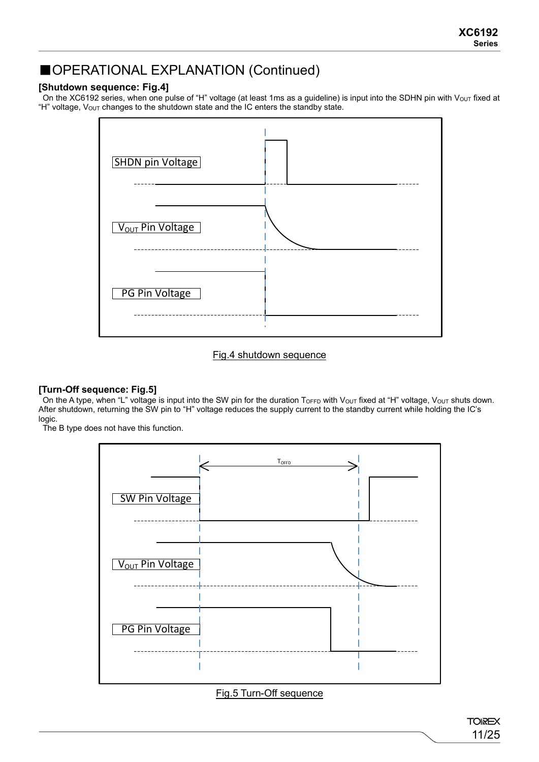## ■OPERATIONAL EXPLANATION (Continued)

**[Shutdown sequence: Fig.4]**

On the XC6192 series, when one pulse of "H" voltage (at least 1ms as a guideline) is input into the SDHN pin with $V_{OUT}$ fixed at "H" voltage, $V_{OUT}$ changes to the shutdown state and the IC enters the standby state.

SHDN pin Voltage

$V_{OUT}$ Pin Voltage

PG Pin Voltage

Fig.4 shutdown sequence

**[Turn-Off sequence: Fig.5]**

On the A type, when "L" voltage is input into the SW pin for the duration $T_{OFFD}$ with $V_{OUT}$ fixed at "H" voltage, $V_{OUT}$ shuts down. After shutdown, returning the SW pin to "H" voltage reduces the supply current to the standby current while holding the IC's logic.

The B type does not have this function.

$T_{OFFD}$

SW Pin Voltage

$V_{OUT}$ Pin Voltage

PG Pin Voltage

Fig.5 Turn-Off sequence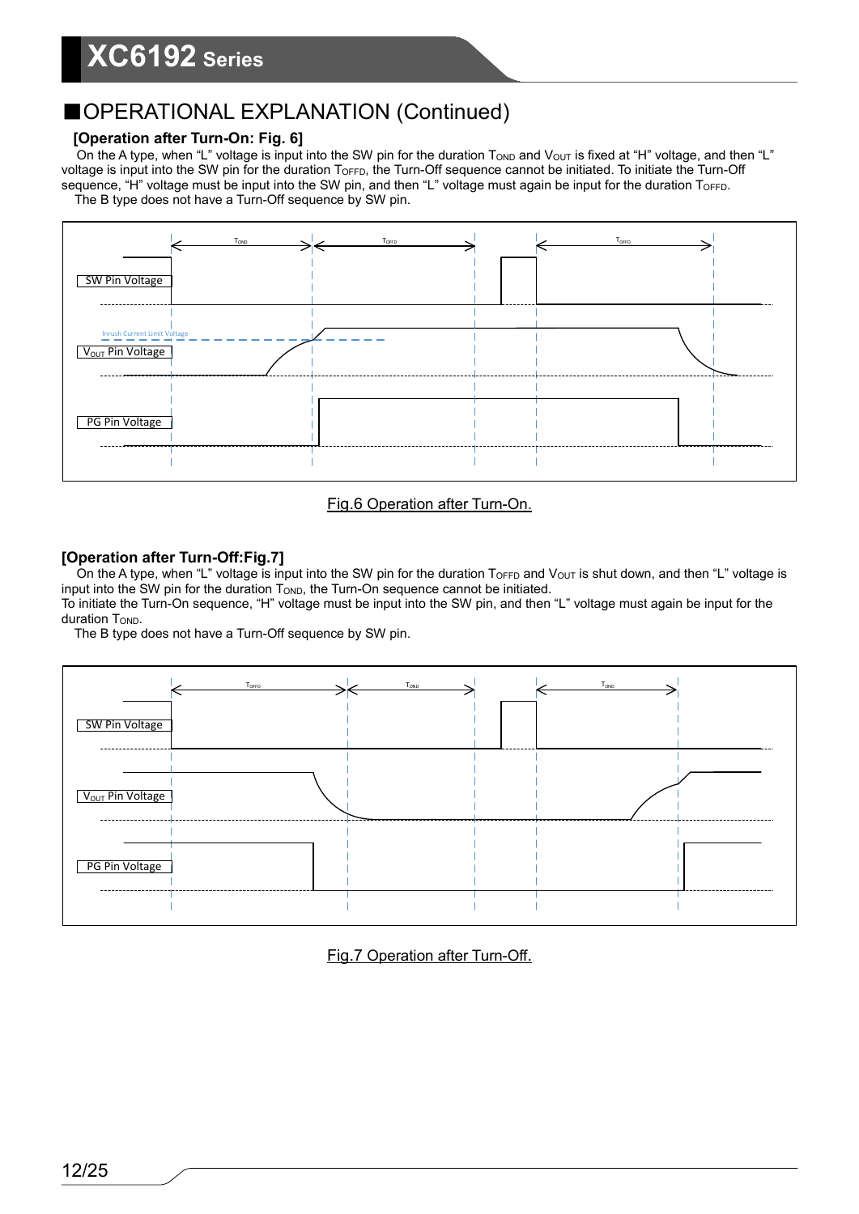## ■OPERATIONAL EXPLANATION (Continued)

### [Operation after Turn-On: Fig. 6]

On the A type, when “L” voltage is input into the SW pin for the duration $T_{OND}$ and $V_{OUT}$ is fixed at “H” voltage, and then “L” voltage is input into the SW pin for the duration $T_{OFFD}$, the Turn-Off sequence cannot be initiated. To initiate the Turn-Off sequence, “H” voltage must be input into the SW pin, and then “L” voltage must again be input for the duration $T_{OFFD}$.
The B type does not have a Turn-Off sequence by SW pin.

Fig.6 Operation after Turn-On.

### [Operation after Turn-Off:Fig.7]

On the A type, when “L” voltage is input into the SW pin for the duration $T_{OFFD}$ and $V_{OUT}$ is shut down, and then “L” voltage is input into the SW pin for the duration $T_{OND}$, the Turn-On sequence cannot be initiated.
To initiate the Turn-On sequence, “H” voltage must be input into the SW pin, and then “L” voltage must again be input for the duration $T_{OND}$.
The B type does not have a Turn-Off sequence by SW pin.

Fig.7 Operation after Turn-Off.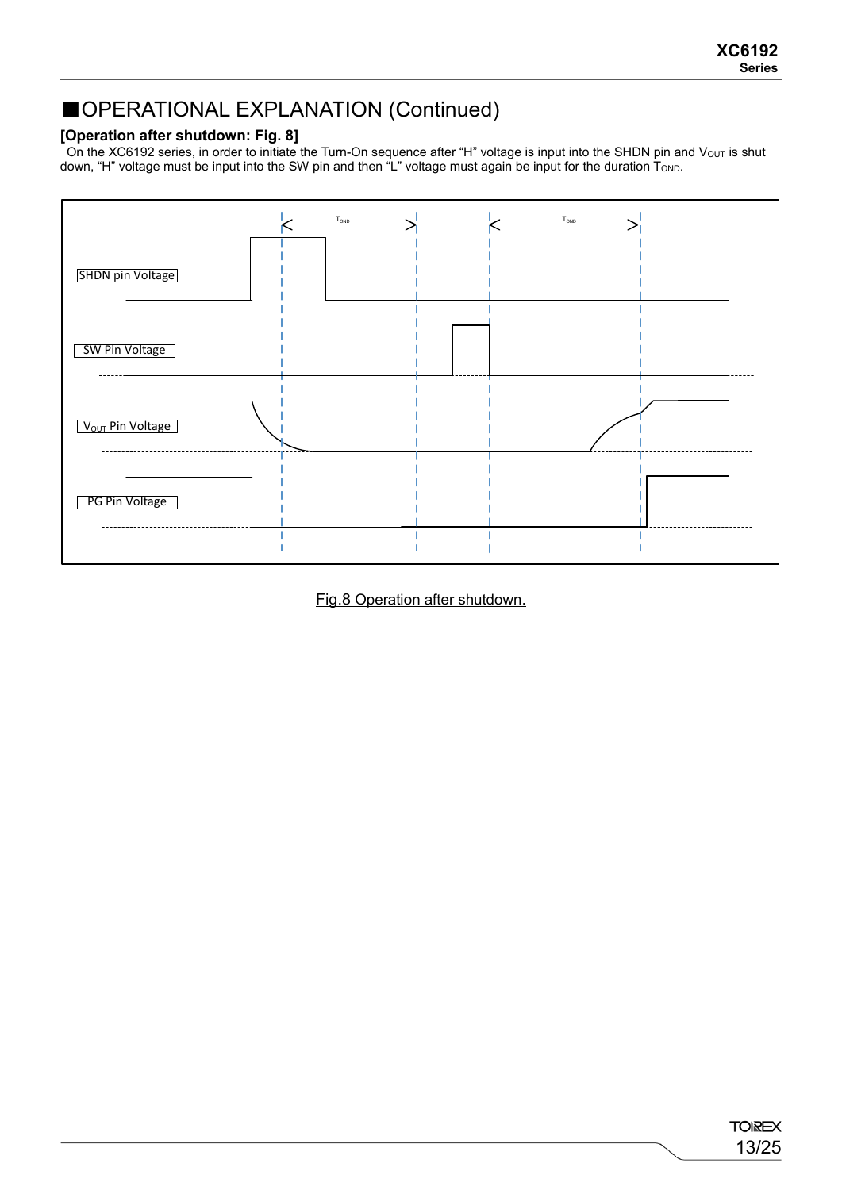## ■OPERATIONAL EXPLANATION (Continued)

**[Operation after shutdown: Fig. 8]**

On the XC6192 series, in order to initiate the Turn-On sequence after "H" voltage is input into the SHDN pin and $V_{OUT}$ is shut down, "H" voltage must be input into the SW pin and then "L" voltage must again be input for the duration $T_{OND}$.

$T_{OND}$ $T_{OND}$

SHDN pin Voltage

SW Pin Voltage

$V_{OUT}$ Pin Voltage

PG Pin Voltage

Fig.8 Operation after shutdown.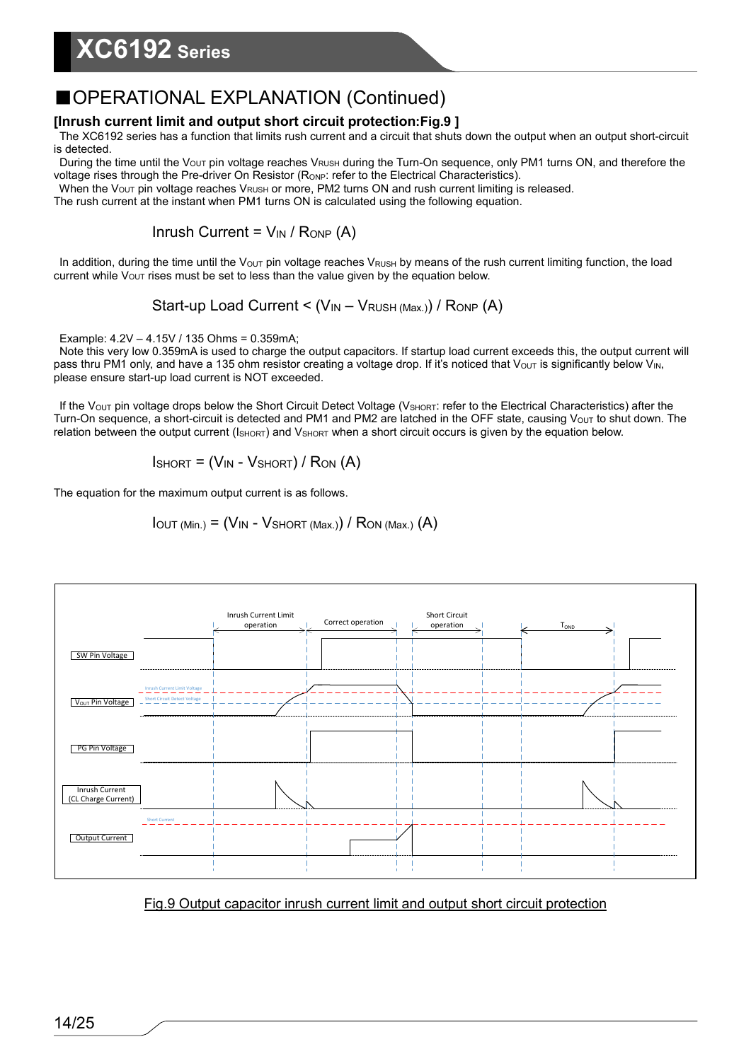## ■OPERATIONAL EXPLANATION (Continued)

**[Inrush current limit and output short circuit protection:Fig.9 ]**

The XC6192 series has a function that limits rush current and a circuit that shuts down the output when an output short-circuit is detected.

During the time until the $V_{OUT}$ pin voltage reaches $V_{RUSH}$ during the Turn-On sequence, only PM1 turns ON, and therefore the voltage rises through the Pre-driver On Resistor ($R_{ONP}$: refer to the Electrical Characteristics).

When the $V_{OUT}$ pin voltage reaches $V_{RUSH}$ or more, PM2 turns ON and rush current limiting is released.
The rush current at the instant when PM1 turns ON is calculated using the following equation.

$$\text{Inrush Current} = V_{IN} / R_{ONP} \text{ (A)}$$

In addition, during the time until the $V_{OUT}$ pin voltage reaches $V_{RUSH}$ by means of the rush current limiting function, the load current while $V_{OUT}$ rises must be set to less than the value given by the equation below.

$$\text{Start-up Load Current} < (V_{IN} - V_{RUSH\,(Max.)}) / R_{ONP} \text{ (A)}$$

Example: 4.2V – 4.15V / 135 Ohms = 0.359mA;

Note this very low 0.359mA is used to charge the output capacitors. If startup load current exceeds this, the output current will pass thru PM1 only, and have a 135 ohm resistor creating a voltage drop. If it's noticed that $V_{OUT}$ is significantly below $V_{IN}$, please ensure start-up load current is NOT exceeded.

If the $V_{OUT}$ pin voltage drops below the Short Circuit Detect Voltage ($V_{SHORT}$: refer to the Electrical Characteristics) after the Turn-On sequence, a short-circuit is detected and PM1 and PM2 are latched in the OFF state, causing $V_{OUT}$ to shut down. The relation between the output current ($I_{SHORT}$) and $V_{SHORT}$ when a short circuit occurs is given by the equation below.

$$I_{SHORT} = (V_{IN} - V_{SHORT}) / R_{ON} \text{ (A)}$$

The equation for the maximum output current is as follows.

$$I_{OUT\,(Min.)} = (V_{IN} - V_{SHORT\,(Max.)}) / R_{ON\,(Max.)} \text{ (A)}$$

Inrush Current Limit operation | Correct operation | Short Circuit operation | $T_{OND}$

SW Pin Voltage

$V_{OUT}$ Pin Voltage (Inrush Current Limit Voltage, Short Circuit Detect Voltage)

PG Pin Voltage

Inrush Current (CL Charge Current)

Output Current (Short Current)

Fig.9 Output capacitor inrush current limit and output short circuit protection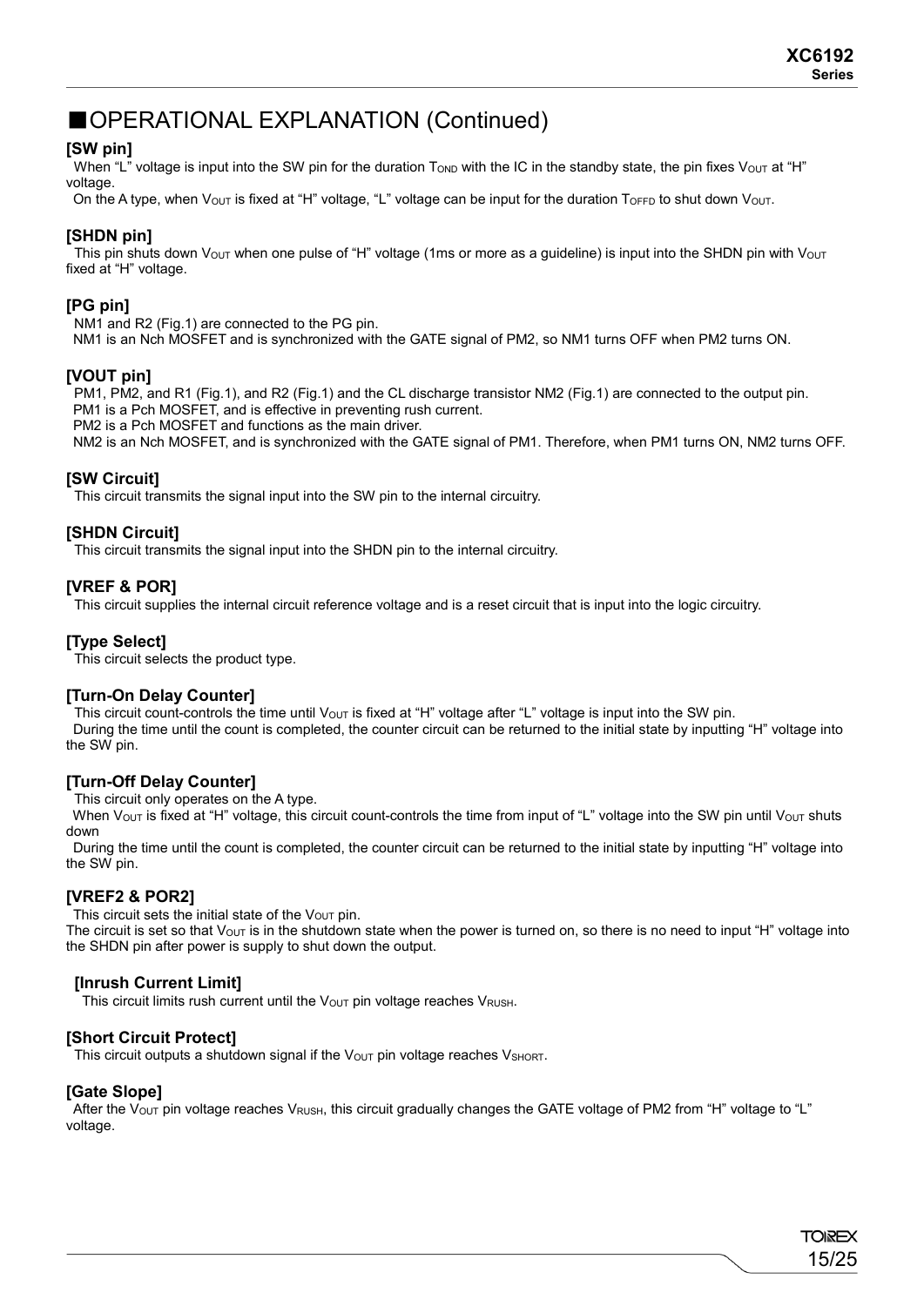## ■OPERATIONAL EXPLANATION (Continued)

### [SW pin]

When "L" voltage is input into the SW pin for the duration $T_{OND}$ with the IC in the standby state, the pin fixes $V_{OUT}$ at "H" voltage.

On the A type, when $V_{OUT}$ is fixed at "H" voltage, "L" voltage can be input for the duration $T_{OFFD}$ to shut down $V_{OUT}$.

### [SHDN pin]

This pin shuts down $V_{OUT}$ when one pulse of "H" voltage (1ms or more as a guideline) is input into the SHDN pin with $V_{OUT}$ fixed at "H" voltage.

### [PG pin]

NM1 and R2 (Fig.1) are connected to the PG pin.

NM1 is an Nch MOSFET and is synchronized with the GATE signal of PM2, so NM1 turns OFF when PM2 turns ON.

### [VOUT pin]

PM1, PM2, and R1 (Fig.1), and R2 (Fig.1) and the CL discharge transistor NM2 (Fig.1) are connected to the output pin.

PM1 is a Pch MOSFET, and is effective in preventing rush current.

PM2 is a Pch MOSFET and functions as the main driver.

NM2 is an Nch MOSFET, and is synchronized with the GATE signal of PM1. Therefore, when PM1 turns ON, NM2 turns OFF.

### [SW Circuit]

This circuit transmits the signal input into the SW pin to the internal circuitry.

### [SHDN Circuit]

This circuit transmits the signal input into the SHDN pin to the internal circuitry.

### [VREF & POR]

This circuit supplies the internal circuit reference voltage and is a reset circuit that is input into the logic circuitry.

### [Type Select]

This circuit selects the product type.

### [Turn-On Delay Counter]

This circuit count-controls the time until $V_{OUT}$ is fixed at "H" voltage after "L" voltage is input into the SW pin.

During the time until the count is completed, the counter circuit can be returned to the initial state by inputting "H" voltage into the SW pin.

### [Turn-Off Delay Counter]

This circuit only operates on the A type.

When $V_{OUT}$ is fixed at "H" voltage, this circuit count-controls the time from input of "L" voltage into the SW pin until $V_{OUT}$ shuts down

During the time until the count is completed, the counter circuit can be returned to the initial state by inputting "H" voltage into the SW pin.

### [VREF2 & POR2]

This circuit sets the initial state of the $V_{OUT}$ pin.

The circuit is set so that $V_{OUT}$ is in the shutdown state when the power is turned on, so there is no need to input "H" voltage into the SHDN pin after power is supply to shut down the output.

### [Inrush Current Limit]

This circuit limits rush current until the $V_{OUT}$ pin voltage reaches $V_{RUSH}$.

### [Short Circuit Protect]

This circuit outputs a shutdown signal if the $V_{OUT}$ pin voltage reaches $V_{SHORT}$.

### [Gate Slope]

After the $V_{OUT}$ pin voltage reaches $V_{RUSH}$, this circuit gradually changes the GATE voltage of PM2 from "H" voltage to "L" voltage.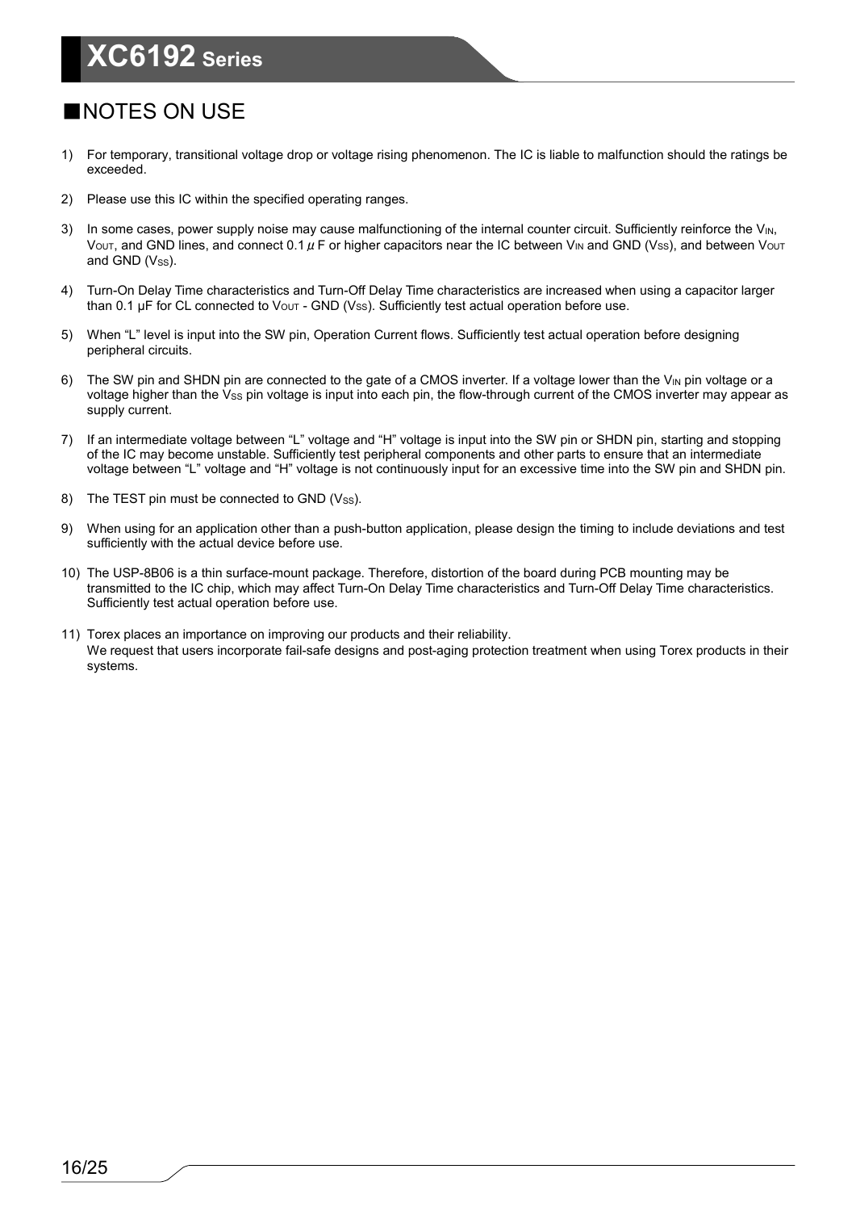## ■NOTES ON USE

1) For temporary, transitional voltage drop or voltage rising phenomenon. The IC is liable to malfunction should the ratings be exceeded.

2) Please use this IC within the specified operating ranges.

3) In some cases, power supply noise may cause malfunctioning of the internal counter circuit. Sufficiently reinforce the $V_{IN}$, $V_{OUT}$, and GND lines, and connect 0.1$\mu$F or higher capacitors near the IC between $V_{IN}$ and GND ($V_{SS}$), and between $V_{OUT}$ and GND ($V_{SS}$).

4) Turn-On Delay Time characteristics and Turn-Off Delay Time characteristics are increased when using a capacitor larger than 0.1 μF for CL connected to $V_{OUT}$ - GND ($V_{SS}$). Sufficiently test actual operation before use.

5) When “L” level is input into the SW pin, Operation Current flows. Sufficiently test actual operation before designing peripheral circuits.

6) The SW pin and SHDN pin are connected to the gate of a CMOS inverter. If a voltage lower than the $V_{IN}$ pin voltage or a voltage higher than the $V_{SS}$ pin voltage is input into each pin, the flow-through current of the CMOS inverter may appear as supply current.

7) If an intermediate voltage between “L” voltage and “H” voltage is input into the SW pin or SHDN pin, starting and stopping of the IC may become unstable. Sufficiently test peripheral components and other parts to ensure that an intermediate voltage between “L” voltage and “H” voltage is not continuously input for an excessive time into the SW pin and SHDN pin.

8) The TEST pin must be connected to GND ($V_{SS}$).

9) When using for an application other than a push-button application, please design the timing to include deviations and test sufficiently with the actual device before use.

10) The USP-8B06 is a thin surface-mount package. Therefore, distortion of the board during PCB mounting may be transmitted to the IC chip, which may affect Turn-On Delay Time characteristics and Turn-Off Delay Time characteristics. Sufficiently test actual operation before use.

11) Torex places an importance on improving our products and their reliability.
We request that users incorporate fail-safe designs and post-aging protection treatment when using Torex products in their systems.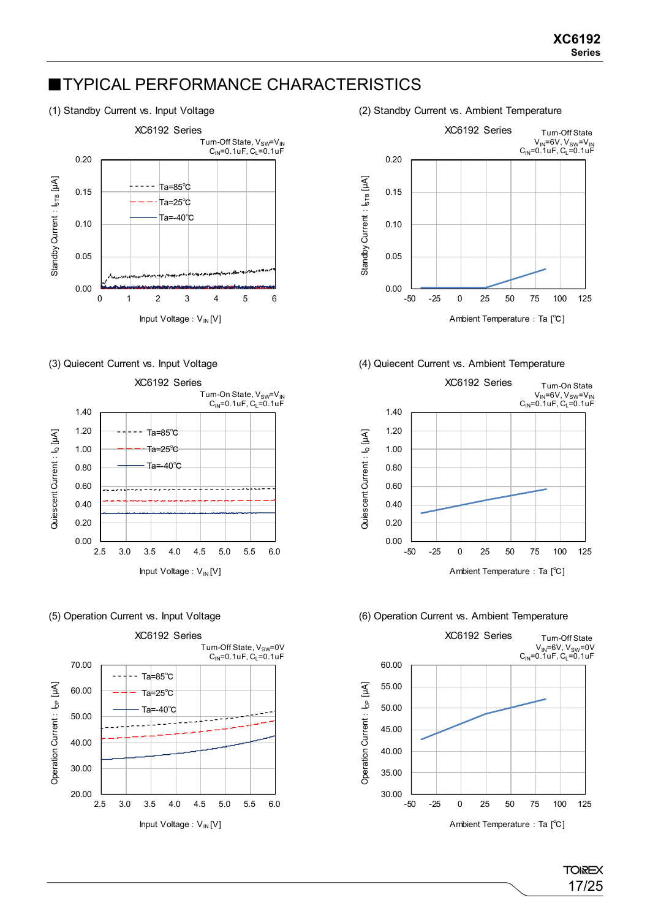## ■TYPICAL PERFORMANCE CHARACTERISTICS

(1) Standby Current vs. Input Voltage

XC6192 Series

Turn-Off State, $V_{SW}$=$V_{IN}$
$C_{IN}$=0.1uF, $C_L$=0.1uF

Ta=85℃
Ta=25℃
Ta=-40℃

Standby Current : $I_{STB}$ [μA]

Input Voltage : $V_{IN}$ [V]

(2) Standby Current vs. Ambient Temperature

XC6192 Series

Turn-Off State
$V_{IN}$=6V, $V_{SW}$=$V_{IN}$
$C_{IN}$=0.1uF, $C_L$=0.1uF

Standby Current : $I_{STB}$ [μA]

Ambient Temperature : Ta [℃]

(3) Quiecent Current vs. Input Voltage

XC6192 Series

Turn-On State, $V_{SW}$=$V_{IN}$
$C_{IN}$=0.1uF, $C_L$=0.1uF

Ta=85℃
Ta=25℃
Ta=-40℃

Quiescent Current : $I_Q$ [μA]

Input Voltage : $V_{IN}$ [V]

(4) Quiecent Current vs. Ambient Temperature

XC6192 Series

Turn-On State
$V_{IN}$=6V, $V_{SW}$=$V_{IN}$
$C_{IN}$=0.1uF, $C_L$=0.1uF

Quiescent Current : $I_Q$ [μA]

Ambient Temperature : Ta [℃]

(5) Operation Current vs. Input Voltage

XC6192 Series

Turn-Off State, $V_{SW}$=0V
$C_{IN}$=0.1uF, $C_L$=0.1uF

Ta=85℃
Ta=25℃
Ta=-40℃

Operation Current : $I_{OP}$ [μA]

Input Voltage : $V_{IN}$ [V]

(6) Operation Current vs. Ambient Temperature

XC6192 Series

Turn-Off State
$V_{IN}$=6V, $V_{SW}$=0V
$C_{IN}$=0.1uF, $C_L$=0.1uF

Operation Current : $I_{OP}$ [μA]

Ambient Temperature : Ta [℃]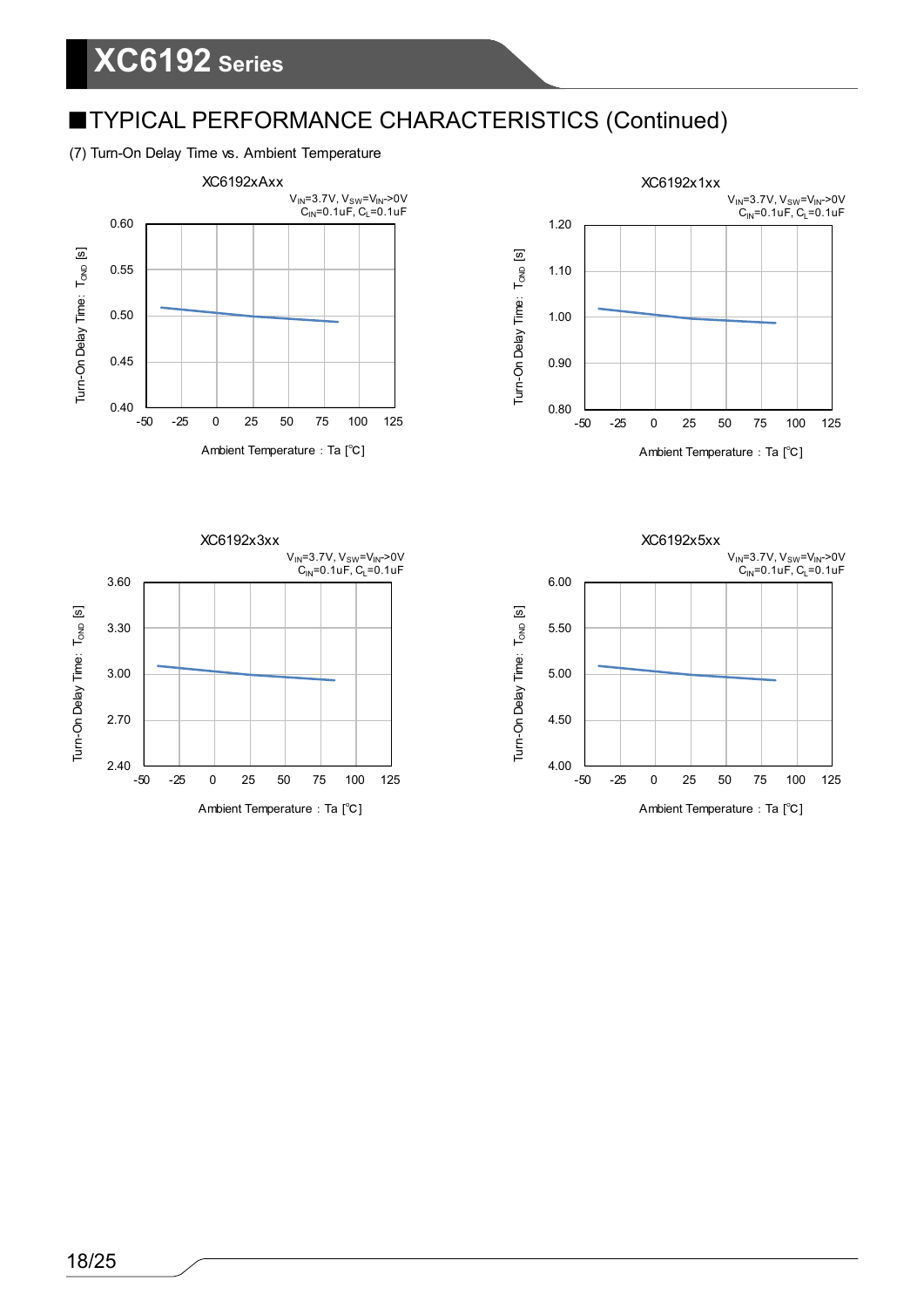## ■TYPICAL PERFORMANCE CHARACTERISTICS (Continued)

(7) Turn-On Delay Time vs. Ambient Temperature

XC6192xAxx

$V_{IN}$=3.7V, $V_{SW}$=$V_{IN}$->0V
$C_{IN}$=0.1uF, $C_L$=0.1uF

Turn-On Delay Time: $T_{OND}$ [s]

Ambient Temperature : Ta [℃]

XC6192x1xx

$V_{IN}$=3.7V, $V_{SW}$=$V_{IN}$->0V
$C_{IN}$=0.1uF, $C_L$=0.1uF

Turn-On Delay Time: $T_{OND}$ [s]

Ambient Temperature : Ta [℃]

XC6192x3xx

$V_{IN}$=3.7V, $V_{SW}$=$V_{IN}$->0V
$C_{IN}$=0.1uF, $C_L$=0.1uF

Turn-On Delay Time: $T_{OND}$ [s]

Ambient Temperature : Ta [℃]

XC6192x5xx

$V_{IN}$=3.7V, $V_{SW}$=$V_{IN}$->0V
$C_{IN}$=0.1uF, $C_L$=0.1uF

Turn-On Delay Time: $T_{OND}$ [s]

Ambient Temperature : Ta [℃]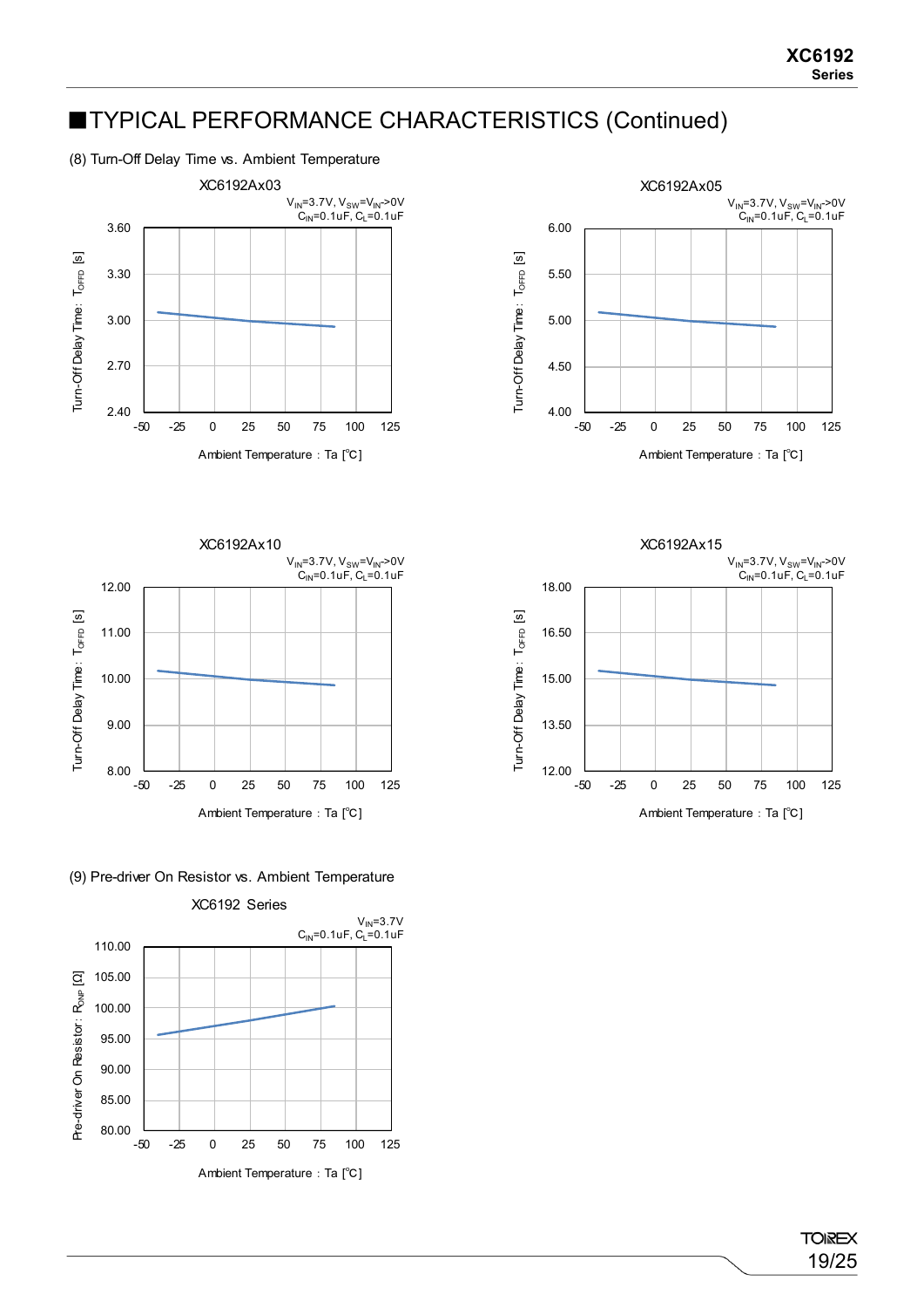## ■TYPICAL PERFORMANCE CHARACTERISTICS (Continued)

(8) Turn-Off Delay Time vs. Ambient Temperature

XC6192Ax03

$V_{IN}$=3.7V, $V_{SW}$=$V_{IN}$->0V
$C_{IN}$=0.1uF, $C_L$=0.1uF

Turn-Off Delay Time : $T_{OFFD}$ [s]

Ambient Temperature : Ta [℃]

XC6192Ax05

$V_{IN}$=3.7V, $V_{SW}$=$V_{IN}$->0V
$C_{IN}$=0.1uF, $C_L$=0.1uF

Turn-Off Delay Time : $T_{OFFD}$ [s]

Ambient Temperature : Ta [℃]

XC6192Ax10

$V_{IN}$=3.7V, $V_{SW}$=$V_{IN}$->0V
$C_{IN}$=0.1uF, $C_L$=0.1uF

Turn-Off Delay Time : $T_{OFFD}$ [s]

Ambient Temperature : Ta [℃]

XC6192Ax15

$V_{IN}$=3.7V, $V_{SW}$=$V_{IN}$->0V
$C_{IN}$=0.1uF, $C_L$=0.1uF

Turn-Off Delay Time : $T_{OFFD}$ [s]

Ambient Temperature : Ta [℃]

(9) Pre-driver On Resistor vs. Ambient Temperature

XC6192 Series

$V_{IN}$=3.7V
$C_{IN}$=0.1uF, $C_L$=0.1uF

Pre-driver On Resistor : $R_{ONP}$ [Ω]

Ambient Temperature : Ta [℃]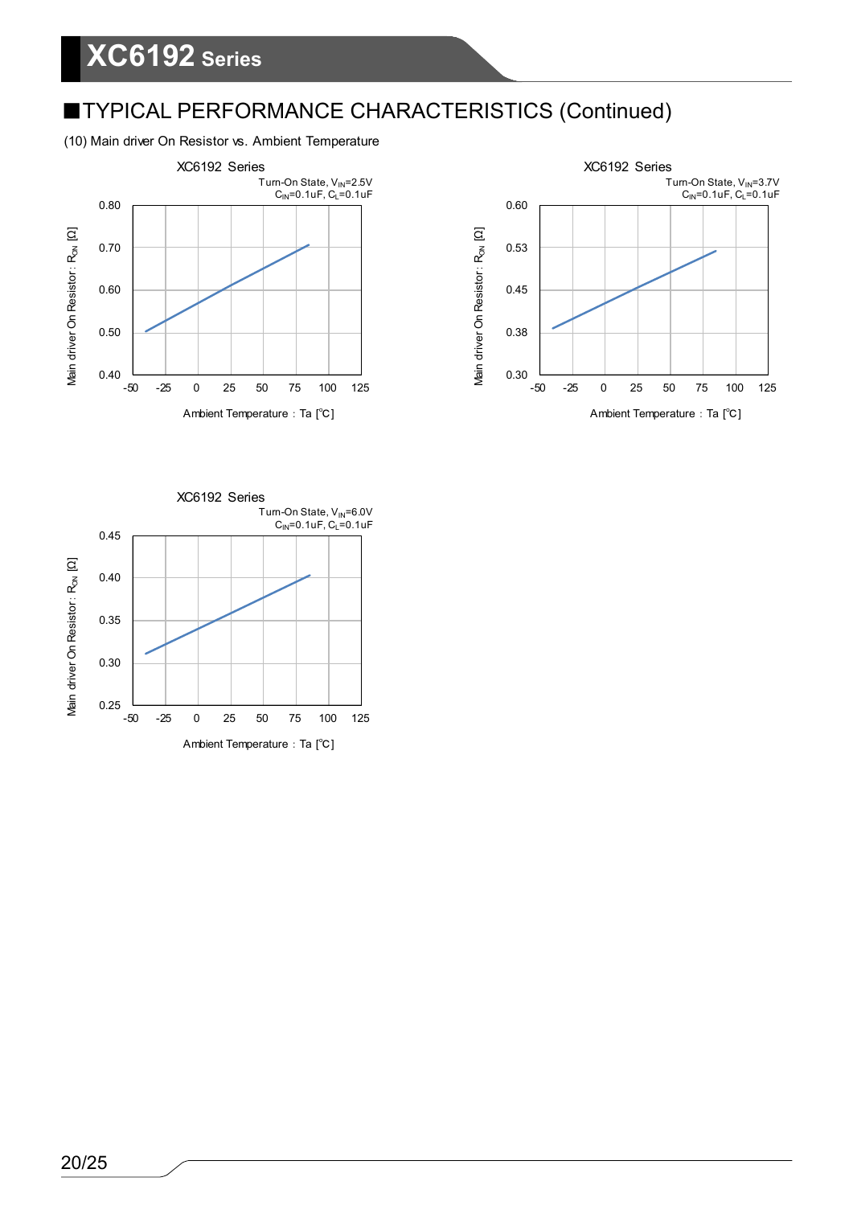## ■TYPICAL PERFORMANCE CHARACTERISTICS (Continued)

(10) Main driver On Resistor vs. Ambient Temperature

XC6192 Series

Turn-On State, $V_{IN}$=2.5V
$C_{IN}$=0.1uF, $C_L$=0.1uF

Main driver On Resistor : $R_{ON}$ [Ω]

0.80, 0.70, 0.60, 0.50, 0.40

-50, -25, 0, 25, 50, 75, 100, 125

Ambient Temperature : Ta [℃]

XC6192 Series

Turn-On State, $V_{IN}$=3.7V
$C_{IN}$=0.1uF, $C_L$=0.1uF

Main driver On Resistor : $R_{ON}$ [Ω]

0.60, 0.53, 0.45, 0.38, 0.30

-50, -25, 0, 25, 50, 75, 100, 125

Ambient Temperature : Ta [℃]

XC6192 Series

Turn-On State, $V_{IN}$=6.0V
$C_{IN}$=0.1uF, $C_L$=0.1uF

Main driver On Resistor : $R_{ON}$ [Ω]

0.45, 0.40, 0.35, 0.30, 0.25

-50, -25, 0, 25, 50, 75, 100, 125

Ambient Temperature : Ta [℃]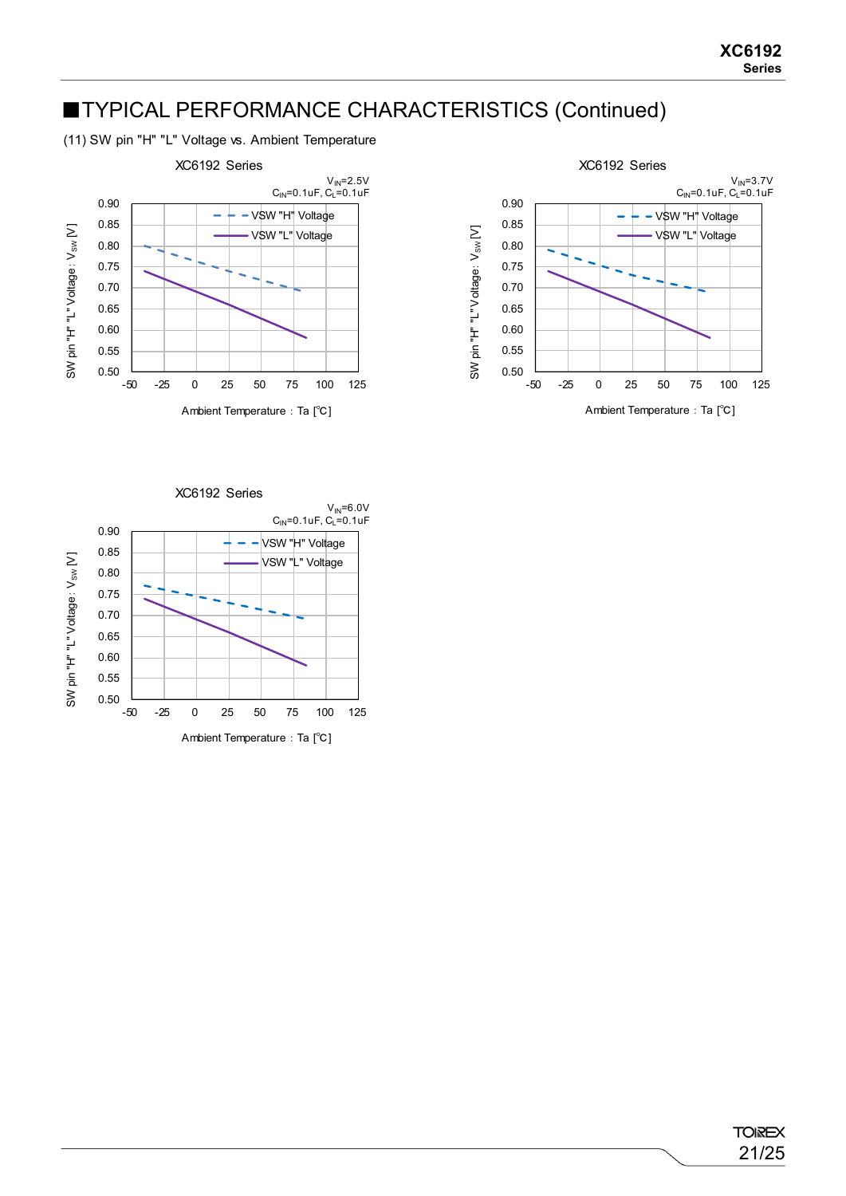## ■TYPICAL PERFORMANCE CHARACTERISTICS (Continued)

(11) SW pin "H" "L" Voltage vs. Ambient Temperature

XC6192 Series

$V_{IN}$=2.5V
$C_{IN}$=0.1uF, $C_L$=0.1uF

XC6192 Series

$V_{IN}$=3.7V
$C_{IN}$=0.1uF, $C_L$=0.1uF

XC6192 Series

$V_{IN}$=6.0V
$C_{IN}$=0.1uF, $C_L$=0.1uF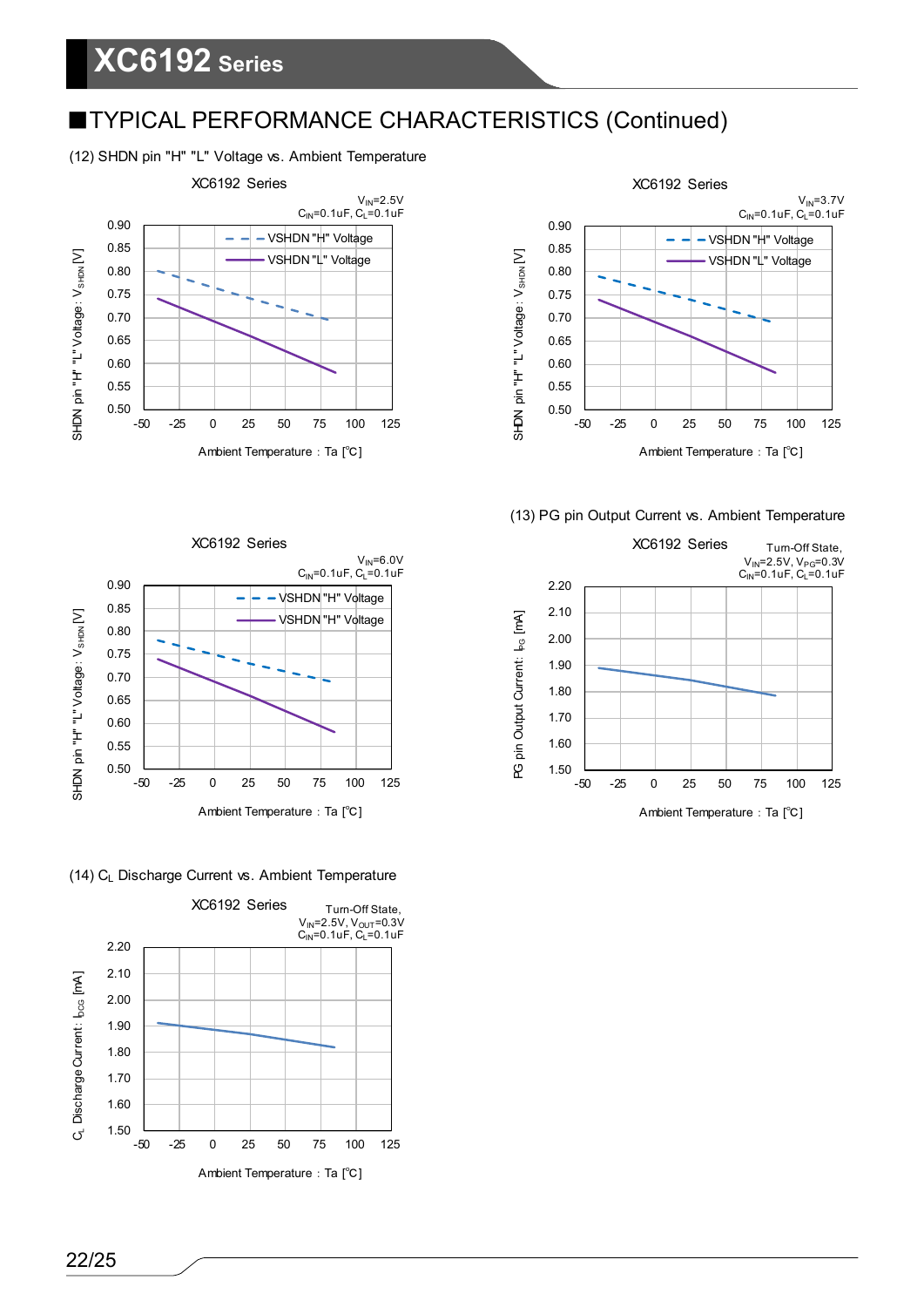## ■TYPICAL PERFORMANCE CHARACTERISTICS (Continued)

(12) SHDN pin "H" "L" Voltage vs. Ambient Temperature

XC6192 Series
$V_{IN}$=2.5V
$C_{IN}$=0.1uF, $C_L$=0.1uF

XC6192 Series
$V_{IN}$=3.7V
$C_{IN}$=0.1uF, $C_L$=0.1uF

XC6192 Series
$V_{IN}$=6.0V
$C_{IN}$=0.1uF, $C_L$=0.1uF

(13) PG pin Output Current vs. Ambient Temperature

XC6192 Series
Turn-Off State,
$V_{IN}$=2.5V, $V_{PG}$=0.3V
$C_{IN}$=0.1uF, $C_L$=0.1uF

(14) $C_L$ Discharge Current vs. Ambient Temperature

XC6192 Series
Turn-Off State,
$V_{IN}$=2.5V, $V_{OUT}$=0.3V
$C_{IN}$=0.1uF, $C_L$=0.1uF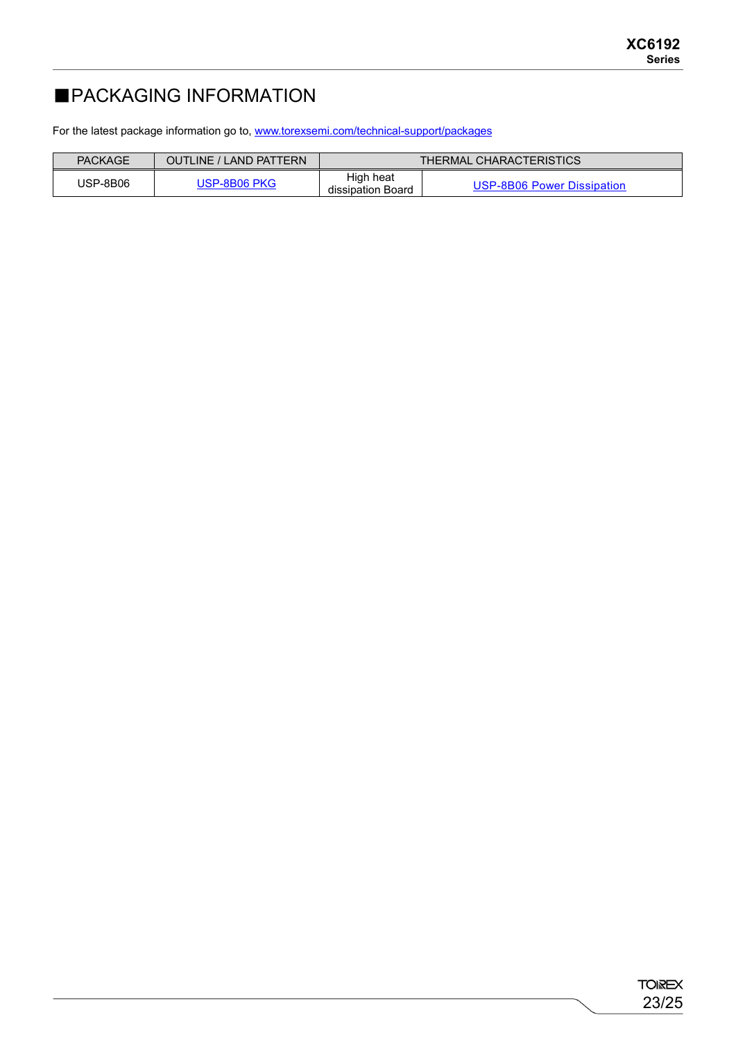# ■PACKAGING INFORMATION

For the latest package information go to, www.torexsemi.com/technical-support/packages

| PACKAGE | OUTLINE / LAND PATTERN | THERMAL CHARACTERISTICS | |
|---|---|---|---|
| USP-8B06 | USP-8B06 PKG | High heat dissipation Board | USP-8B06 Power Dissipation |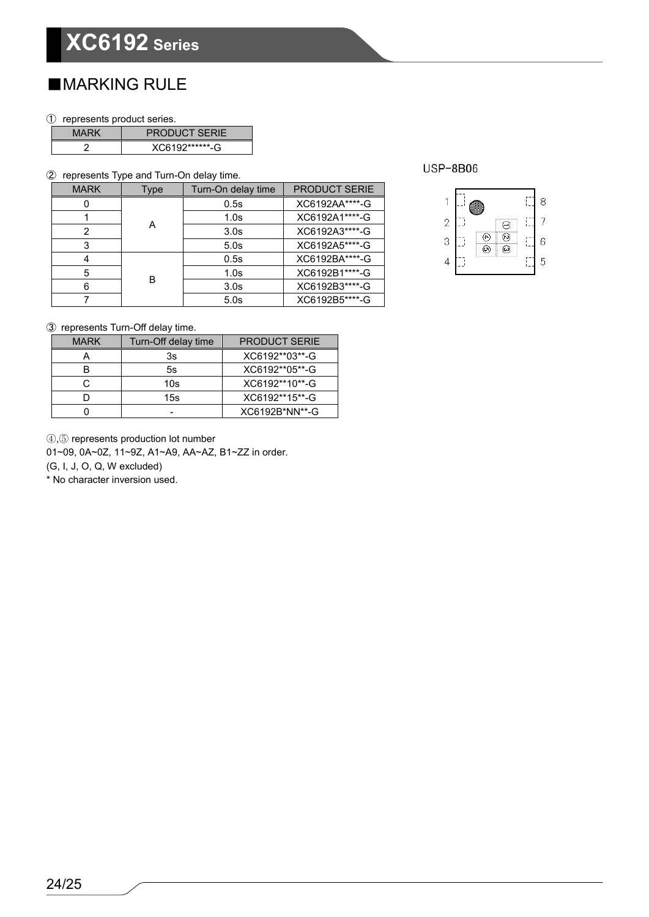## ■MARKING RULE

① represents product series.

| MARK | PRODUCT SERIE |
|---|---|
| 2 | XC6192******-G |

② represents Type and Turn-On delay time.

| MARK | Type | Turn-On delay time | PRODUCT SERIE |
|---|---|---|---|
| 0 | A | 0.5s | XC6192AA****-G |
| 1 | | 1.0s | XC6192A1****-G |
| 2 | | 3.0s | XC6192A3****-G |
| 3 | | 5.0s | XC6192A5****-G |
| 4 | B | 0.5s | XC6192BA****-G |
| 5 | | 1.0s | XC6192B1****-G |
| 6 | | 3.0s | XC6192B3****-G |
| 7 | | 5.0s | XC6192B5****-G |

③ represents Turn-Off delay time.

| MARK | Turn-Off delay time | PRODUCT SERIE |
|---|---|---|
| A | 3s | XC6192**03**-G |
| B | 5s | XC6192**05**-G |
| C | 10s | XC6192**10**-G |
| D | 15s | XC6192**15**-G |
| 0 | - | XC6192B*NN**-G |

④,⑤ represents production lot number
01~09, 0A~0Z, 11~9Z, A1~A9, AA~AZ, B1~ZZ in order.
(G, I, J, O, Q, W excluded)
* No character inversion used.

USP-8B06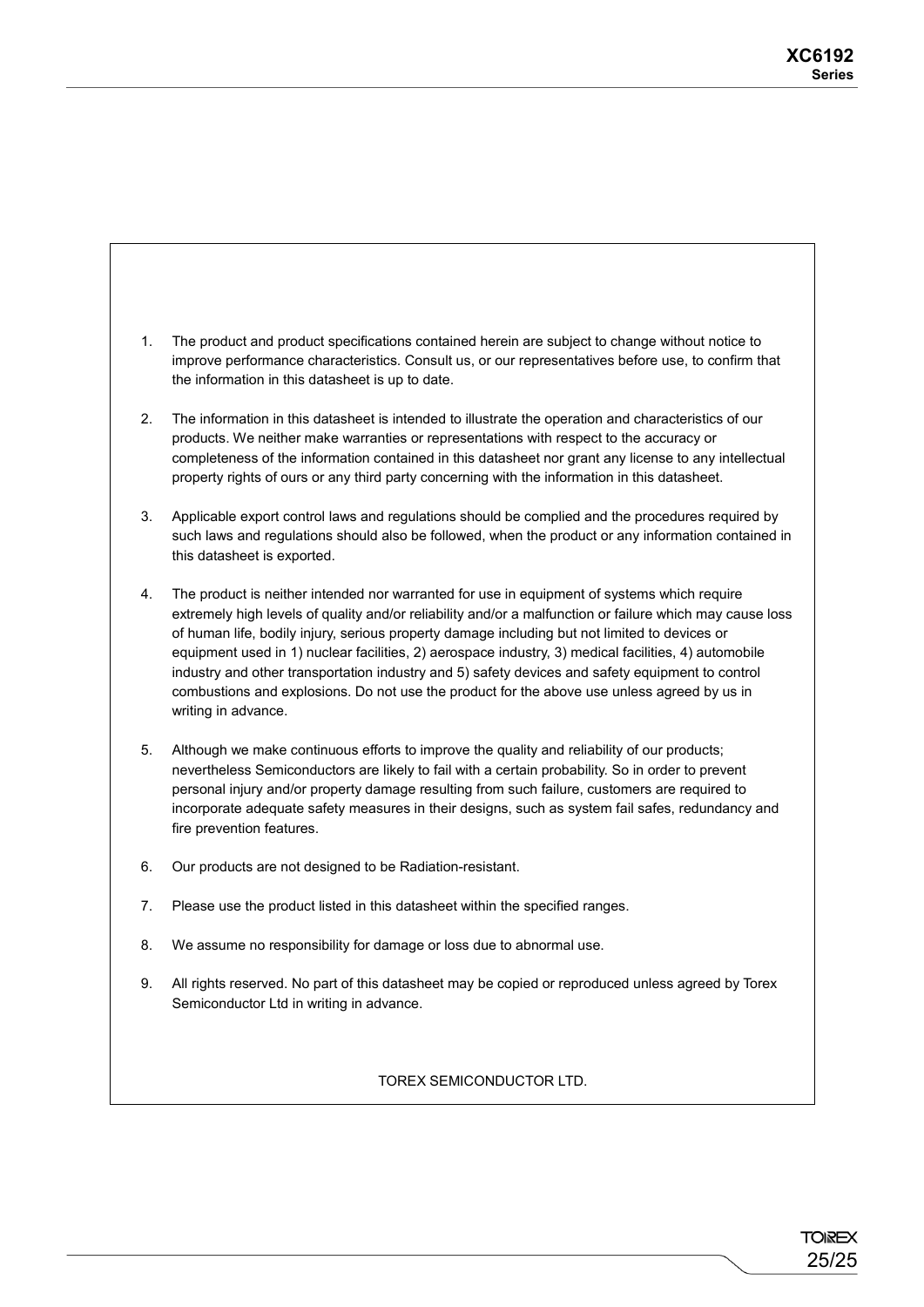1. The product and product specifications contained herein are subject to change without notice to improve performance characteristics. Consult us, or our representatives before use, to confirm that the information in this datasheet is up to date.

2. The information in this datasheet is intended to illustrate the operation and characteristics of our products. We neither make warranties or representations with respect to the accuracy or completeness of the information contained in this datasheet nor grant any license to any intellectual property rights of ours or any third party concerning with the information in this datasheet.

3. Applicable export control laws and regulations should be complied and the procedures required by such laws and regulations should also be followed, when the product or any information contained in this datasheet is exported.

4. The product is neither intended nor warranted for use in equipment of systems which require extremely high levels of quality and/or reliability and/or a malfunction or failure which may cause loss of human life, bodily injury, serious property damage including but not limited to devices or equipment used in 1) nuclear facilities, 2) aerospace industry, 3) medical facilities, 4) automobile industry and other transportation industry and 5) safety devices and safety equipment to control combustions and explosions. Do not use the product for the above use unless agreed by us in writing in advance.

5. Although we make continuous efforts to improve the quality and reliability of our products; nevertheless Semiconductors are likely to fail with a certain probability. So in order to prevent personal injury and/or property damage resulting from such failure, customers are required to incorporate adequate safety measures in their designs, such as system fail safes, redundancy and fire prevention features.

6. Our products are not designed to be Radiation-resistant.

7. Please use the product listed in this datasheet within the specified ranges.

8. We assume no responsibility for damage or loss due to abnormal use.

9. All rights reserved. No part of this datasheet may be copied or reproduced unless agreed by Torex Semiconductor Ltd in writing in advance.

TOREX SEMICONDUCTOR LTD.